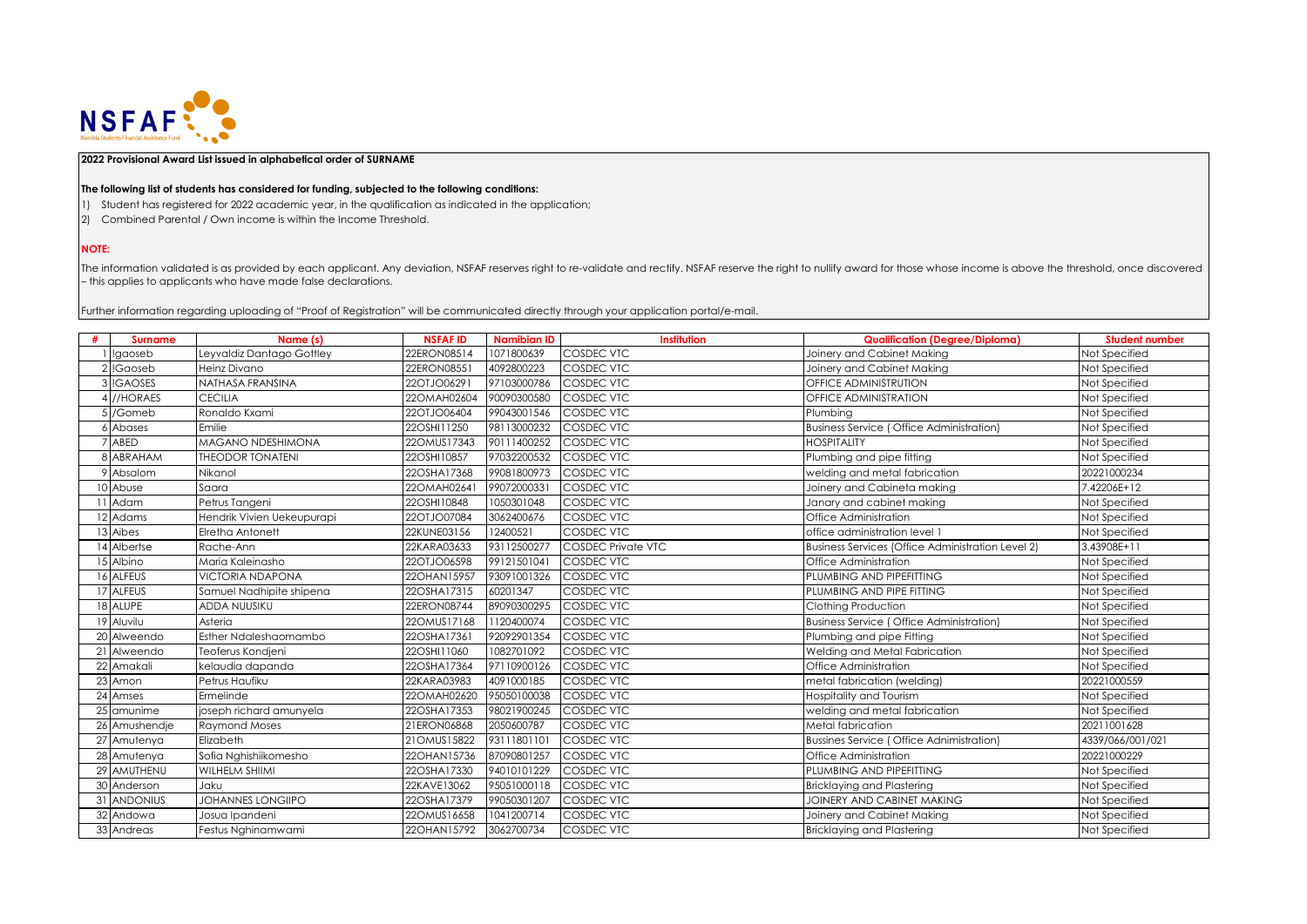**2022 Provisional Award List issued in alphabetical order of SURNAME**

**The following list of students has considered for funding, subjected to the following conditions:**

1) Student has registered for 2022 academic year, in the qualification as indicated in the application;
2) Combined Parental / Own income is within the Income Threshold.

**NOTE:**

The information validated is as provided by each applicant. Any deviation, NSFAF reserves right to re-validate and rectify. NSFAF reserve the right to nullify award for those whose income is above the threshold, once discovered – this applies to applicants who have made false declarations.

Further information regarding uploading of "Proof of Registration" will be communicated directly through your application portal/e-mail.

| # | Surname | Name (s) | NSFAF ID | Namibian ID | Institution | Qualification (Degree/Diploma) | Student number |
|---|---|---|---|---|---|---|---|
| 1 | !gaoseb | Leyvaldiz Dantago Gottley | 22ERON08514 | 1071800639 | COSDEC VTC | Joinery and Cabinet Making | Not Specified |
| 2 | !Gaoseb | Heinz Divano | 22ERON08551 | 4092800223 | COSDEC VTC | Joinery and Cabinet Making | Not Specified |
| 3 | !GAOSES | NATHASA FRANSINA | 22OTJO06291 | 97103000786 | COSDEC VTC | OFFICE ADMINISTRUTION | Not Specified |
| 4 | //HORAES | CECILIA | 22OMAH02604 | 90090300580 | COSDEC VTC | OFFICE ADMINISTRATION | Not Specified |
| 5 | /Gomeb | Ronaldo Kxami | 22OTJO06404 | 99043001546 | COSDEC VTC | Plumbing | Not Specified |
| 6 | Abases | Emilie | 22OSHI11250 | 98113000232 | COSDEC VTC | Business Service ( Office Administration) | Not Specified |
| 7 | ABED | MAGANO NDESHIMONA | 22OMUS17343 | 90111400252 | COSDEC VTC | HOSPITALITY | Not Specified |
| 8 | ABRAHAM | THEODOR TONATENI | 22OSHI10857 | 97032200532 | COSDEC VTC | Plumbing and pipe fitting | Not Specified |
| 9 | Absalom | Nikanol | 22OSHA17368 | 99081800973 | COSDEC VTC | welding and metal fabrication | 20221000234 |
| 10 | Abuse | Saara | 22OMAH02641 | 99072000331 | COSDEC VTC | Joinery and Cabineta making | 7.42206E+12 |
| 11 | Adam | Petrus Tangeni | 22OSHI10848 | 1050301048 | COSDEC VTC | Janary and cabinet making | Not Specified |
| 12 | Adams | Hendrik Vivien Uekeupurapi | 22OTJO07084 | 3062400676 | COSDEC VTC | Office Administration | Not Specified |
| 13 | Aibes | Elretha Antonett | 22KUNE03156 | 12400521 | COSDEC VTC | office administration level 1 | Not Specified |
| 14 | Albertse | Rache-Ann | 22KARA03633 | 93112500277 | COSDEC Private VTC | Business Services (Office Administration Level 2) | 3.43908E+11 |
| 15 | Albino | Maria Kaleinasho | 22OTJO06598 | 99121501041 | COSDEC VTC | Office Administration | Not Specified |
| 16 | ALFEUS | VICTORIA NDAPONA | 22OHAN15957 | 93091001326 | COSDEC VTC | PLUMBING AND PIPEFITTING | Not Specified |
| 17 | ALFEUS | Samuel Nadhipite shipena | 22OSHA17315 | 60201347 | COSDEC VTC | PLUMBING AND PIPE FITTING | Not Specified |
| 18 | ALUPE | ADDA NUUSIKU | 22ERON08744 | 89090300295 | COSDEC VTC | Clothing Production | Not Specified |
| 19 | Aluvilu | Asteria | 22OMUS17168 | 1120400074 | COSDEC VTC | Business Service ( Office Administration) | Not Specified |
| 20 | Alweendo | Esther Ndaleshaomambo | 22OSHA17361 | 92092901354 | COSDEC VTC | Plumbing and pipe Fitting | Not Specified |
| 21 | Alweendo | Teoferus Kondjeni | 22OSHI11060 | 1082701092 | COSDEC VTC | Welding and Metal Fabrication | Not Specified |
| 22 | Amakali | kelaudia dapanda | 22OSHA17364 | 97110900126 | COSDEC VTC | Office Administration | Not Specified |
| 23 | Amon | Petrus Haufiku | 22KARA03983 | 4091000185 | COSDEC VTC | metal fabrication (welding) | 20221000559 |
| 24 | Amses | Ermelinde | 22OMAH02620 | 95050100038 | COSDEC VTC | Hospitality and Tourism | Not Specified |
| 25 | amunime | joseph richard amunyela | 22OSHA17353 | 98021900245 | COSDEC VTC | welding and metal fabrication | Not Specified |
| 26 | Amushendje | Raymond Moses | 21ERON06868 | 2050600787 | COSDEC VTC | Metal fabrication | 20211001628 |
| 27 | Amutenya | Elizabeth | 21OMUS15822 | 93111801101 | COSDEC VTC | Bussines Service ( Office Adnimistration) | 4339/066/001/021 |
| 28 | Amutenya | Sofia Nghishiikomesho | 22OHAN15736 | 87090801257 | COSDEC VTC | Office Administration | 20221000229 |
| 29 | AMUTHENU | WILHELM SHIIMI | 22OSHA17330 | 94010101229 | COSDEC VTC | PLUMBING AND PIPEFITTING | Not Specified |
| 30 | Anderson | Jaku | 22KAVE13062 | 95051000118 | COSDEC VTC | Bricklaying and Plastering | Not Specified |
| 31 | ANDONIUS | JOHANNES LONGIIPO | 22OSHA17379 | 99050301207 | COSDEC VTC | JOINERY AND CABINET MAKING | Not Specified |
| 32 | Andowa | Josua Ipandeni | 22OMUS16658 | 1041200714 | COSDEC VTC | Joinery and Cabinet Making | Not Specified |
| 33 | Andreas | Festus Nghinamwami | 22OHAN15792 | 3062700734 | COSDEC VTC | Bricklaying and Plastering | Not Specified |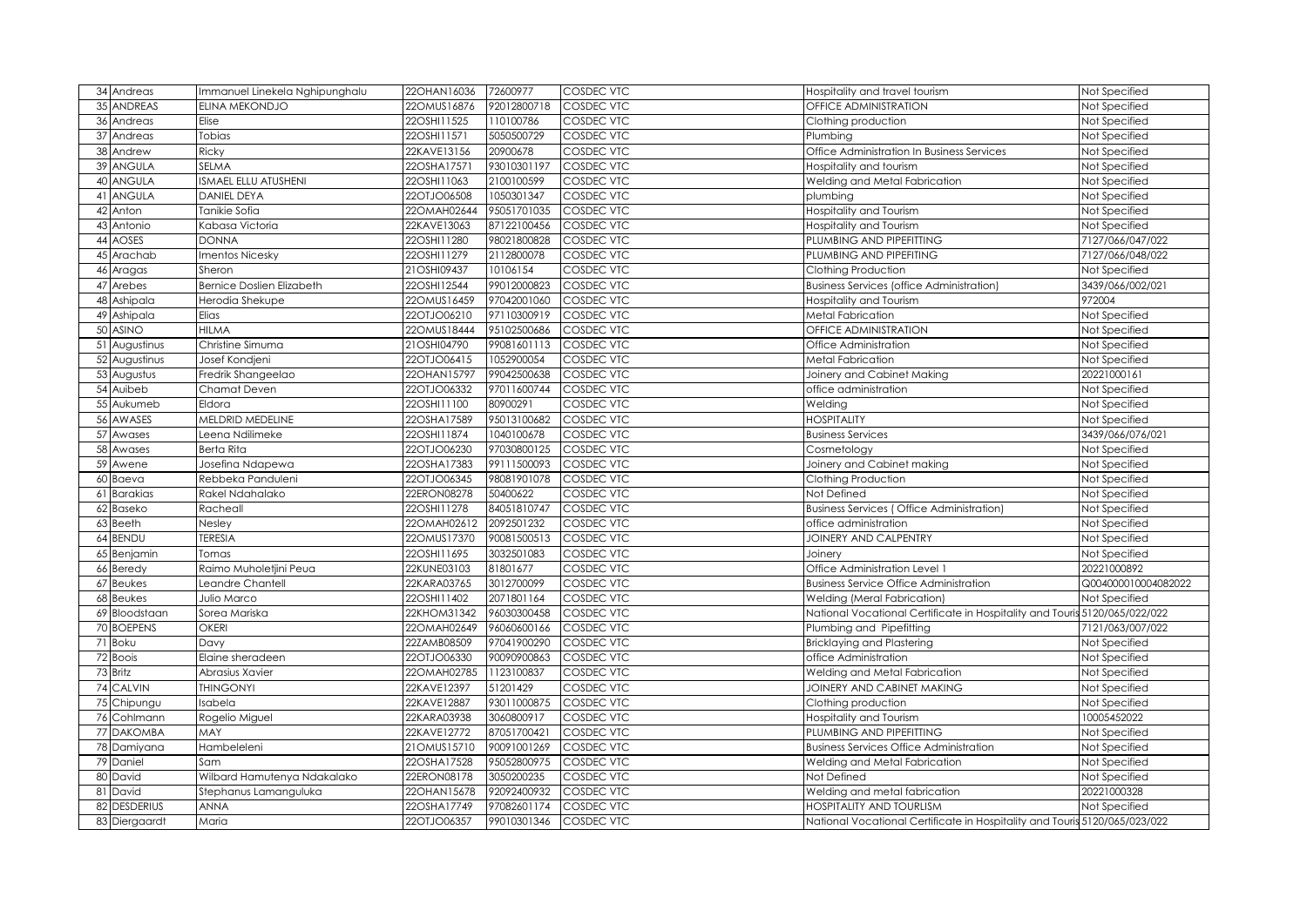| 34 | Andreas | Immanuel Linekela Nghipunghalu | 22OHAN16036 | 72600977 | COSDEC VTC | Hospitality and travel tourism | Not Specified |
|---|---|---|---|---|---|---|---|
| 35 | ANDREAS | ELINA MEKONDJO | 22OMUS16876 | 92012800718 | COSDEC VTC | OFFICE ADMINISTRATION | Not Specified |
| 36 | Andreas | Elise | 22OSHI11525 | 110100786 | COSDEC VTC | Clothing production | Not Specified |
| 37 | Andreas | Tobias | 22OSHI11571 | 5050500729 | COSDEC VTC | Plumbing | Not Specified |
| 38 | Andrew | Ricky | 22KAVE13156 | 20900678 | COSDEC VTC | Office Administration In Business Services | Not Specified |
| 39 | ANGULA | SELMA | 22OSHA17571 | 93010301197 | COSDEC VTC | Hospitality and tourism | Not Specified |
| 40 | ANGULA | ISMAEL ELLU ATUSHENI | 22OSHI11063 | 2100100599 | COSDEC VTC | Welding and Metal Fabrication | Not Specified |
| 41 | ANGULA | DANIEL DEYA | 22OTJO06508 | 1050301347 | COSDEC VTC | plumbing | Not Specified |
| 42 | Anton | Tanikie Sofia | 22OMAH02644 | 95051701035 | COSDEC VTC | Hospitality and Tourism | Not Specified |
| 43 | Antonio | Kabasa Victoria | 22KAVE13063 | 87122100456 | COSDEC VTC | Hospitality and Tourism | Not Specified |
| 44 | AOSES | DONNA | 22OSHI11280 | 98021800828 | COSDEC VTC | PLUMBING AND PIPEFITTING | 7127/066/047/022 |
| 45 | Arachab | Imentos Nicesky | 22OSHI11279 | 2112800078 | COSDEC VTC | PLUMBING AND PIPEFITING | 7127/066/048/022 |
| 46 | Aragas | Sheron | 21OSHI09437 | 10106154 | COSDEC VTC | Clothing Production | Not Specified |
| 47 | Arebes | Bernice Doslien Elizabeth | 22OSHI12544 | 99012000823 | COSDEC VTC | Business Services (office Administration) | 3439/066/002/021 |
| 48 | Ashipala | Herodia Shekupe | 22OMUS16459 | 97042001060 | COSDEC VTC | Hospitality and Tourism | 972004 |
| 49 | Ashipala | Elias | 22OTJO06210 | 97110300919 | COSDEC VTC | Metal Fabrication | Not Specified |
| 50 | ASINO | HILMA | 22OMUS18444 | 95102500686 | COSDEC VTC | OFFICE ADMINISTRATION | Not Specified |
| 51 | Augustinus | Christine Simuma | 21OSHI04790 | 99081601113 | COSDEC VTC | Office Administration | Not Specified |
| 52 | Augustinus | Josef Kondjeni | 22OTJO06415 | 1052900054 | COSDEC VTC | Metal Fabrication | Not Specified |
| 53 | Augustus | Fredrik Shangeelao | 22OHAN15797 | 99042500638 | COSDEC VTC | Joinery and Cabinet Making | 20221000161 |
| 54 | Auibeb | Chamat Deven | 22OTJO06332 | 97011600744 | COSDEC VTC | office administration | Not Specified |
| 55 | Aukumeb | Eldora | 22OSHI11100 | 80900291 | COSDEC VTC | Welding | Not Specified |
| 56 | AWASES | MELDRID MEDELINE | 22OSHA17589 | 95013100682 | COSDEC VTC | HOSPITALITY | Not Specified |
| 57 | Awases | Leena Ndilimeke | 22OSHI11874 | 1040100678 | COSDEC VTC | Business Services | 3439/066/076/021 |
| 58 | Awases | Berta Rita | 22OTJO06230 | 97030800125 | COSDEC VTC | Cosmetology | Not Specified |
| 59 | Awene | Josefina Ndapewa | 22OSHA17383 | 99111500093 | COSDEC VTC | Joinery and Cabinet making | Not Specified |
| 60 | Baeva | Rebbeka Panduleni | 22OTJO06345 | 98081901078 | COSDEC VTC | Clothing Production | Not Specified |
| 61 | Barakias | Rakel Ndahalako | 22ERON08278 | 50400622 | COSDEC VTC | Not Defined | Not Specified |
| 62 | Baseko | Racheall | 22OSHI11278 | 84051810747 | COSDEC VTC | Business Services ( Office Administration) | Not Specified |
| 63 | Beeth | Nesley | 22OMAH02612 | 2092501232 | COSDEC VTC | office administration | Not Specified |
| 64 | BENDU | TERESIA | 22OMUS17370 | 90081500513 | COSDEC VTC | JOINERY AND CALPENTRY | Not Specified |
| 65 | Benjamin | Tomas | 22OSHI11695 | 3032501083 | COSDEC VTC | Joinery | Not Specified |
| 66 | Beredy | Raimo Muholetjini Peua | 22KUNE03103 | 81801677 | COSDEC VTC | Office Administration Level 1 | 20221000892 |
| 67 | Beukes | Leandre Chantell | 22KARA03765 | 3012700099 | COSDEC VTC | Business Service Office Administration | Q004000010004082022 |
| 68 | Beukes | Julio Marco | 22OSHI11402 | 2071801164 | COSDEC VTC | Welding (Meral Fabrication) | Not Specified |
| 69 | Bloodstaan | Sorea Mariska | 22KHOM31342 | 96030300458 | COSDEC VTC | National Vocational Certificate in Hospitality and Touris | 5120/065/022/022 |
| 70 | BOEPENS | OKERI | 22OMAH02649 | 96060600166 | COSDEC VTC | Plumbing and Pipefitting | 7121/063/007/022 |
| 71 | Boku | Davy | 22ZAMB08509 | 97041900290 | COSDEC VTC | Bricklaying and Plastering | Not Specified |
| 72 | Boois | Elaine sheradeen | 22OTJO06330 | 90090900863 | COSDEC VTC | office Administration | Not Specified |
| 73 | Britz | Abrasius Xavier | 22OMAH02785 | 1123100837 | COSDEC VTC | Welding and Metal Fabrication | Not Specified |
| 74 | CALVIN | THINGONYI | 22KAVE12397 | 51201429 | COSDEC VTC | JOINERY AND CABINET MAKING | Not Specified |
| 75 | Chipungu | Isabela | 22KAVE12887 | 93011000875 | COSDEC VTC | Clothing production | Not Specified |
| 76 | Cohlmann | Rogelio Miguel | 22KARA03938 | 3060800917 | COSDEC VTC | Hospitality and Tourism | 10005452022 |
| 77 | DAKOMBA | MAY | 22KAVE12772 | 87051700421 | COSDEC VTC | PLUMBING AND PIPEFITTING | Not Specified |
| 78 | Damiyana | Hambeleleni | 21OMUS15710 | 90091001269 | COSDEC VTC | Business Services Office Administration | Not Specified |
| 79 | Daniel | Sam | 22OSHA17528 | 95052800975 | COSDEC VTC | Welding and Metal Fabrication | Not Specified |
| 80 | David | Wilbard Hamutenya Ndakalako | 22ERON08178 | 3050200235 | COSDEC VTC | Not Defined | Not Specified |
| 81 | David | Stephanus Lamanguluka | 22OHAN15678 | 92092400932 | COSDEC VTC | Welding and metal fabrication | 20221000328 |
| 82 | DESDERIUS | ANNA | 22OSHA17749 | 97082601174 | COSDEC VTC | HOSPITALITY AND TOURLISM | Not Specified |
| 83 | Diergaardt | Maria | 22OTJO06357 | 99010301346 | COSDEC VTC | National Vocational Certificate in Hospitality and Touris | 5120/065/023/022 |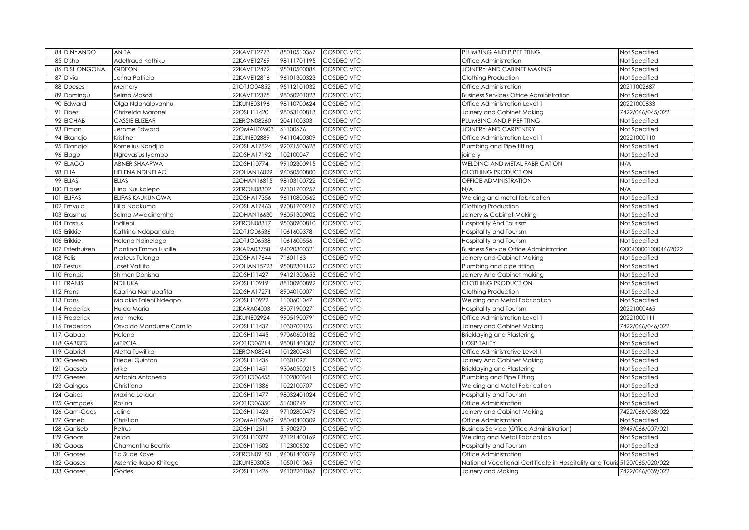| | | | | | | | |
|---|---|---|---|---|---|---|---|
| 84 | DINYANDO | ANITA | 22KAVE12773 | 85010510367 | COSDEC VTC | PLUMBING AND PIPEFITTING | Not Specified |
| 85 | Disho | Adeltraud Kathiku | 22KAVE12769 | 98111701195 | COSDEC VTC | Office Administration | Not Specified |
| 86 | DISHONGONA | GIDEON | 22KAVE12472 | 95010500086 | COSDEC VTC | JOINERY AND CABINET MAKING | Not Specified |
| 87 | Divia | Jerina Patricia | 22KAVE12816 | 96101300323 | COSDEC VTC | Clothing Production | Not Specified |
| 88 | Doeses | Memory | 21OTJO04852 | 95112101032 | COSDEC VTC | Office Administration | 20211002687 |
| 89 | Domingu | Selma Masozi | 22KAVE12375 | 98050201023 | COSDEC VTC | Business Services Office Administration | Not Specified |
| 90 | Edward | Olga Ndahalovanhu | 22KUNE03196 | 98110700624 | COSDEC VTC | Office Administration Level 1 | 20221000833 |
| 91 | Eibes | Chrizelda Maronel | 22OSHI11420 | 98053100813 | COSDEC VTC | Joinery and Cabinet Making | 7422/066/045/022 |
| 92 | EICHAB | CASSIE ELIZEAR | 22ERON08260 | 2041100303 | COSDEC VTC | PLUMBING AND PIPEFITTING | Not Specified |
| 93 | Eiman | Jerome Edward | 22OMAH02603 | 61100676 | COSDEC VTC | JOINERY AND CARPENTRY | Not Specified |
| 94 | Ekandjo | Kristine | 22KUNE02889 | 94110400309 | COSDEC VTC | Office Administration Level 1 | 20221000110 |
| 95 | Ekandjo | Kornelius Nondjila | 22OSHA17824 | 92071500628 | COSDEC VTC | Plumbing and Pipe fitting | Not Specified |
| 96 | Elago | Ngrevasius Iyambo | 22OSHA17192 | 102100047 | COSDEC VTC | joinery | Not Specified |
| 97 | ELAGO | ABNER SHAAPWA | 22OSHI10774 | 99102300915 | COSDEC VTC | WELDING AND METAL FABRICATION | N/A |
| 98 | ELIA | HELENA NDINELAO | 22OHAN16029 | 96050500800 | COSDEC VTC | CLOTHING PRODUCTION | Not Specified |
| 99 | ELIAS | ELIAS | 22OHAN16815 | 98103100722 | COSDEC VTC | OFFICE ADMINISTRATION | Not Specified |
| 100 | Eliaser | Liina Nuukalepo | 22ERON08302 | 97101700257 | COSDEC VTC | N/A | N/A |
| 101 | ELIFAS | ELIFAS KAUKUNGWA | 22OSHA17356 | 96110800562 | COSDEC VTC | Welding and metal fabrication | Not Specified |
| 102 | Emvula | Hilja Ndakuma | 22OSHA17463 | 97081700217 | COSDEC VTC | Clothing Production | Not Specified |
| 103 | Erasmus | Selma Mwadinomho | 22OHAN16630 | 96051300902 | COSDEC VTC | Joinery & Cabinet-Making | Not Specified |
| 104 | Erastus | Indileni | 22ERON08317 | 95030900810 | COSDEC VTC | Hospitality And Tourism | Not Specified |
| 105 | Erikkie | Kattrina Ndapandula | 22OTJO06536 | 1061600378 | COSDEC VTC | Hospitality and Tourism | Not Specified |
| 106 | Erikkie | Helena Ndinelago | 22OTJO06538 | 1061600556 | COSDEC VTC | Hospitality and Tourism | Not Specified |
| 107 | Esterhuizen | Plantina Emma Lucille | 22KARA03758 | 94020300321 | COSDEC VTC | Business Service Office Administration | Q004000010004662022 |
| 108 | Felis | Mateus Tulonga | 22OSHA17644 | 71601163 | COSDEC VTC | Joinery and Cabinet Making | Not Specified |
| 109 | Festus | Josef Vatilifa | 22OHAN15723 | 95082301152 | COSDEC VTC | Plumbing and pipe fitting | Not Specified |
| 110 | Francis | Shirnen Donisha | 22OSHI11427 | 94121300653 | COSDEC VTC | Joinery And Cabinet making | Not Specified |
| 111 | FRANIS | NDILUKA | 22OSHI10919 | 88100900892 | COSDEC VTC | CLOTHING PRODUCTION | Not Specified |
| 112 | Frans | Kaarina Namupafita | 22OSHA17271 | 89040100071 | COSDEC VTC | Clothing Production | Not Specified |
| 113 | Frans | Malakia Taleni Ndeapo | 22OSHI10922 | 1100601047 | COSDEC VTC | Welding and Metal Fabrication | Not Specified |
| 114 | Frederick | Hulda Maria | 22KARA04003 | 89071900271 | COSDEC VTC | Hospitality and Tourism | 20221000465 |
| 115 | Frederick | Mbirimeke | 22KUNE02924 | 99051900791 | COSDEC VTC | Office Administration Level 1 | 20221000111 |
| 116 | Frederico | Osvaldo Mandume Camilo | 22OSHI11437 | 1030700125 | COSDEC VTC | Joinery and Cabinet Making | 7422/066/046/022 |
| 117 | Gabab | Helena | 22OSHI11445 | 97060600132 | COSDEC VTC | Bricklaying and Plastering | Not Specified |
| 118 | GABISES | MERCIA | 22OTJO06214 | 98081401307 | COSDEC VTC | HOSPITALITY | Not Specified |
| 119 | Gabriel | Aletta Tuwilika | 22ERON08241 | 1012800431 | COSDEC VTC | Office Administrative Level 1 | Not Specified |
| 120 | Gaeseb | Friedel Quinton | 22OSHI11436 | 10301097 | COSDEC VTC | Joinery And Cabinet Making | Not Specified |
| 121 | Gaeseb | Mike | 22OSHI11451 | 93060500215 | COSDEC VTC | Bricklaying and Plastering | Not Specified |
| 122 | Gaeses | Antonia Antonesia | 22OTJO06455 | 1102800341 | COSDEC VTC | Plumbing and Pipe Fitting | Not Specified |
| 123 | Gaingos | Christiana | 22OSHI11386 | 1022100707 | COSDEC VTC | Welding and Metal Fabrication | Not Specified |
| 124 | Gaises | Maxine Le-aan | 22OSHI11477 | 98032401024 | COSDEC VTC | Hospitality and Tourism | Not Specified |
| 125 | Gamgaes | Rosina | 22OTJO06350 | 51600749 | COSDEC VTC | Office Administration | Not Specified |
| 126 | Gam-Gaes | Jolina | 22OSHI11423 | 97102800479 | COSDEC VTC | Joinery and Cabinet Making | 7422/066/038/022 |
| 127 | Ganeb | Christian | 22OMAH02689 | 98040400309 | COSDEC VTC | Office Administration | Not Specified |
| 128 | Ganiseb | Petrus | 22OSHI12511 | 51900270 | COSDEC VTC | Business Service (Office Administration) | 3949/066/007/021 |
| 129 | Gaoas | Zelda | 21OSHI10327 | 93121400169 | COSDEC VTC | Welding and Metal Fabrication | Not Specified |
| 130 | Gaoas | Chamentha Beatrix | 22OSHI11502 | 112300502 | COSDEC VTC | Hospitality and Tourism | Not Specified |
| 131 | Gaoses | Tia Sude Kaye | 22ERON09150 | 96081400379 | COSDEC VTC | Office Administration | Not Specified |
| 132 | Gaoses | Assentie Ikapo Khitago | 22KUNE03008 | 1050101065 | COSDEC VTC | National Vocational Certificate in Hospitality and Touris | 5120/065/020/022 |
| 133 | Gaoses | Godes | 22OSHI11426 | 96102201067 | COSDEC VTC | Joinery and Making | 7422/066/039/022 |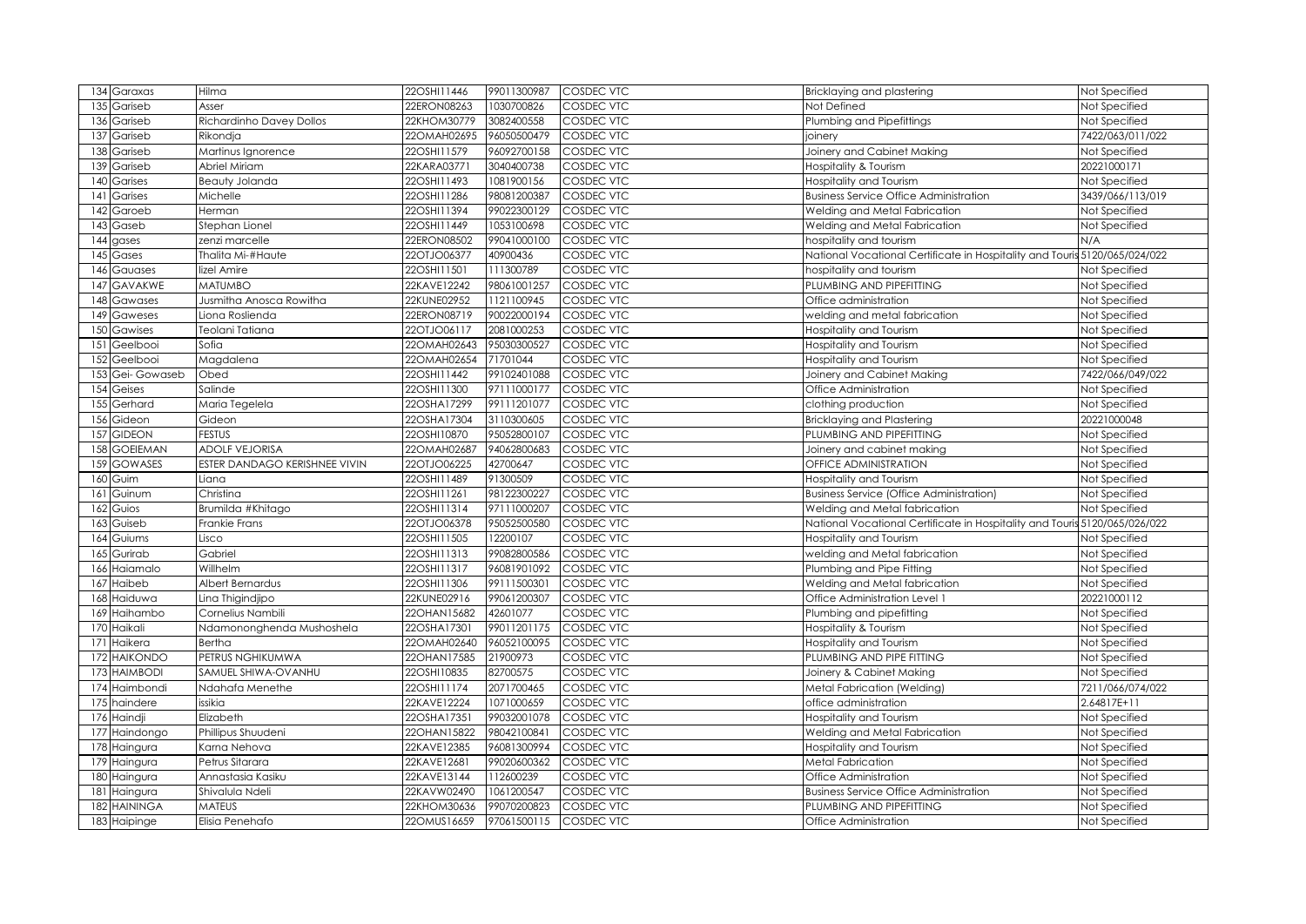| 134 | Garaxas | Hilma | 22OSHI11446 | 99011300987 | COSDEC VTC | Bricklaying and plastering | Not Specified |
|---|---|---|---|---|---|---|---|
| 135 | Gariseb | Asser | 22ERON08263 | 1030700826 | COSDEC VTC | Not Defined | Not Specified |
| 136 | Gariseb | Richardinho Davey Dollos | 22KHOM30779 | 3082400558 | COSDEC VTC | Plumbing and Pipefittings | Not Specified |
| 137 | Gariseb | Rikondja | 22OMAH02695 | 96050500479 | COSDEC VTC | joinery | 7422/063/011/022 |
| 138 | Gariseb | Martinus Ignorence | 22OSHI11579 | 96092700158 | COSDEC VTC | Joinery and Cabinet Making | Not Specified |
| 139 | Gariseb | Abriel Miriam | 22KARA03771 | 3040400738 | COSDEC VTC | Hospitality & Tourism | 20221000171 |
| 140 | Garises | Beauty Jolanda | 22OSHI11493 | 1081900156 | COSDEC VTC | Hospitality and Tourism | Not Specified |
| 141 | Garises | Michelle | 22OSHI11286 | 98081200387 | COSDEC VTC | Business Service Office Administration | 3439/066/113/019 |
| 142 | Garoeb | Herman | 22OSHI11394 | 99022300129 | COSDEC VTC | Welding and Metal Fabrication | Not Specified |
| 143 | Gaseb | Stephan Lionel | 22OSHI11449 | 1053100698 | COSDEC VTC | Welding and Metal Fabrication | Not Specified |
| 144 | gases | zenzi marcelle | 22ERON08502 | 99041000100 | COSDEC VTC | hospitality and tourism | N/A |
| 145 | Gases | Thalita Mi-#Haute | 22OTJO06377 | 40900436 | COSDEC VTC | National Vocational Certificate in Hospitality and Touris | 5120/065/024/022 |
| 146 | Gauases | lizel Amire | 22OSHI11501 | 111300789 | COSDEC VTC | hospitality and tourism | Not Specified |
| 147 | GAVAKWE | MATUMBO | 22KAVE12242 | 98061001257 | COSDEC VTC | PLUMBING AND PIPEFITTING | Not Specified |
| 148 | Gawases | Jusmitha Anosca Rowitha | 22KUNE02952 | 1121100945 | COSDEC VTC | Office administration | Not Specified |
| 149 | Gaweses | Liona Roslienda | 22ERON08719 | 90022000194 | COSDEC VTC | welding and metal fabrication | Not Specified |
| 150 | Gawises | Teolani Tatiana | 22OTJO06117 | 2081000253 | COSDEC VTC | Hospitality and Tourism | Not Specified |
| 151 | Geelbooi | Sofia | 22OMAH02643 | 95030300527 | COSDEC VTC | Hospitality and Tourism | Not Specified |
| 152 | Geelbooi | Magdalena | 22OMAH02654 | 71701044 | COSDEC VTC | Hospitality and Tourism | Not Specified |
| 153 | Gei- Gowaseb | Obed | 22OSHI11442 | 99102401088 | COSDEC VTC | Joinery and Cabinet Making | 7422/066/049/022 |
| 154 | Geises | Salinde | 22OSHI11300 | 97111000177 | COSDEC VTC | Office Administration | Not Specified |
| 155 | Gerhard | Maria Tegelela | 22OSHA17299 | 99111201077 | COSDEC VTC | clothing production | Not Specified |
| 156 | Gideon | Gideon | 22OSHA17304 | 3110300605 | COSDEC VTC | Bricklaying and Plastering | 20221000048 |
| 157 | GIDEON | FESTUS | 22OSHI10870 | 95052800107 | COSDEC VTC | PLUMBING AND PIPEFITTING | Not Specified |
| 158 | GOEIEMAN | ADOLF VEJORISA | 22OMAH02687 | 94062800683 | COSDEC VTC | Joinery and cabinet making | Not Specified |
| 159 | GOWASES | ESTER DANDAGO KERISHNEE VIVIN | 22OTJO06225 | 42700647 | COSDEC VTC | OFFICE ADMINISTRATION | Not Specified |
| 160 | Guim | Liana | 22OSHI11489 | 91300509 | COSDEC VTC | Hospitality and Tourism | Not Specified |
| 161 | Guinum | Christina | 22OSHI11261 | 98122300227 | COSDEC VTC | Business Service (Office Administration) | Not Specified |
| 162 | Guios | Brumilda #Khitago | 22OSHI11314 | 97111000207 | COSDEC VTC | Welding and Metal fabrication | Not Specified |
| 163 | Guiseb | Frankie Frans | 22OTJO06378 | 95052500580 | COSDEC VTC | National Vocational Certificate in Hospitality and Touris | 5120/065/026/022 |
| 164 | Guiums | Lisco | 22OSHI11505 | 12200107 | COSDEC VTC | Hospitality and Tourism | Not Specified |
| 165 | Gurirab | Gabriel | 22OSHI11313 | 99082800586 | COSDEC VTC | welding and Metal fabrication | Not Specified |
| 166 | Haiamalo | Willhelm | 22OSHI11317 | 96081901092 | COSDEC VTC | Plumbing and Pipe Fitting | Not Specified |
| 167 | Haibeb | Albert Bernardus | 22OSHI11306 | 99111500301 | COSDEC VTC | Welding and Metal fabrication | Not Specified |
| 168 | Haiduwa | Lina Thigindjipo | 22KUNE02916 | 99061200307 | COSDEC VTC | Office Administration Level 1 | 20221000112 |
| 169 | Haihambo | Cornelius Nambili | 22OHAN15682 | 42601077 | COSDEC VTC | Plumbing and pipefitting | Not Specified |
| 170 | Haikali | Ndamononghenda Mushoshela | 22OSHA17301 | 99011201175 | COSDEC VTC | Hospitality & Tourism | Not Specified |
| 171 | Haikera | Bertha | 22OMAH02640 | 96052100095 | COSDEC VTC | Hospitality and Tourism | Not Specified |
| 172 | HAIKONDO | PETRUS NGHIKUMWA | 22OHAN17585 | 21900973 | COSDEC VTC | PLUMBING AND PIPE FITTING | Not Specified |
| 173 | HAIMBODI | SAMUEL SHIWA-OVANHU | 22OSHI10835 | 82700575 | COSDEC VTC | Joinery & Cabinet Making | Not Specified |
| 174 | Haimbondi | Ndahafa Menethe | 22OSHI11174 | 2071700465 | COSDEC VTC | Metal Fabrication (Welding) | 7211/066/074/022 |
| 175 | haindere | issikia | 22KAVE12224 | 1071000659 | COSDEC VTC | office administration | 2.64817E+11 |
| 176 | Haindji | Elizabeth | 22OSHA17351 | 99032001078 | COSDEC VTC | Hospitality and Tourism | Not Specified |
| 177 | Haindongo | Phillipus Shuudeni | 22OHAN15822 | 98042100841 | COSDEC VTC | Welding and Metal Fabrication | Not Specified |
| 178 | Haingura | Karna Nehova | 22KAVE12385 | 96081300994 | COSDEC VTC | Hospitality and Tourism | Not Specified |
| 179 | Haingura | Petrus Sitarara | 22KAVE12681 | 99020600362 | COSDEC VTC | Metal Fabrication | Not Specified |
| 180 | Haingura | Annastasia Kasiku | 22KAVE13144 | 112600239 | COSDEC VTC | Office Administration | Not Specified |
| 181 | Haingura | Shivalula Ndeli | 22KAVW02490 | 1061200547 | COSDEC VTC | Business Service Office Administration | Not Specified |
| 182 | HAININGA | MATEUS | 22KHOM30636 | 99070200823 | COSDEC VTC | PLUMBING AND PIPEFITTING | Not Specified |
| 183 | Haipinge | Elisia Penehafo | 22OMUS16659 | 97061500115 | COSDEC VTC | Office Administration | Not Specified |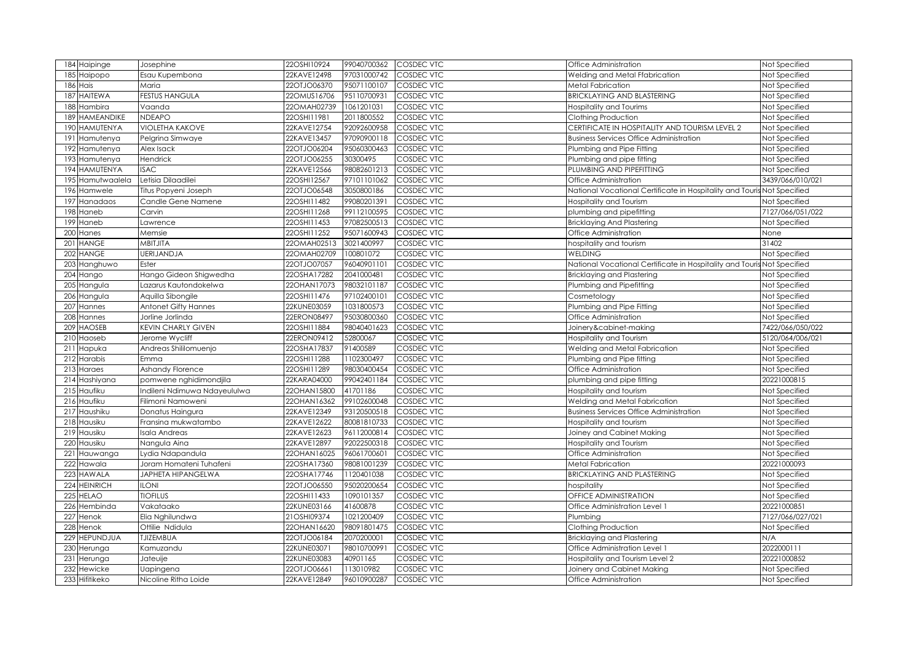| | | | | | | | |
|---|---|---|---|---|---|---|---|
| 184 | Haipinge | Josephine | 22OSHI10924 | 99040700362 | COSDEC VTC | Office Administration | Not Specified |
| 185 | Haipopo | Esau Kupembona | 22KAVE12498 | 97031000742 | COSDEC VTC | Welding and Metal Ffabrication | Not Specified |
| 186 | Hais | Maria | 22OTJO06370 | 95071100107 | COSDEC VTC | Metal Fabrication | Not Specified |
| 187 | HAITEWA | FESTUS HANGULA | 22OMUS16706 | 95110700931 | COSDEC VTC | BRICKLAYING AND BLASTERING | Not Specified |
| 188 | Hambira | Vaanda | 22OMAH02739 | 1061201031 | COSDEC VTC | Hospitality and Tourims | Not Specified |
| 189 | HAMEANDIKE | NDEAPO | 22OSHI11981 | 2011800552 | COSDEC VTC | Clothing Production | Not Specified |
| 190 | HAMUTENYA | VIOLETHA KAKOVE | 22KAVE12754 | 92092600958 | COSDEC VTC | CERTIFICATE IN HOSPITALITY AND TOURISM LEVEL 2 | Not Specified |
| 191 | Hamutenya | Pelgrina Simwaye | 22KAVE13457 | 97090900118 | COSDEC VTC | Business Services Office Administration | Not Specified |
| 192 | Hamutenya | Alex Isack | 22OTJO06204 | 95060300463 | COSDEC VTC | Plumbing and Pipe Fitting | Not Specified |
| 193 | Hamutenya | Hendrick | 22OTJO06255 | 30300495 | COSDEC VTC | Plumbing and pipe fitting | Not Specified |
| 194 | HAMUTENYA | ISAC | 22KAVE12566 | 98082601213 | COSDEC VTC | PLUMBING AND PIPEFITTING | Not Specified |
| 195 | Hamutwaalela | Letisia Dilaadilei | 22OSHI12567 | 97101101062 | COSDEC VTC | Office Administration | 3439/066/010/021 |
| 196 | Hamwele | Titus Popyeni Joseph | 22OTJO06548 | 3050800186 | COSDEC VTC | National Vocational Certificate in Hospitality and Touris | Not Specified |
| 197 | Hanadaos | Candle Gene Namene | 22OSHI11482 | 99080201391 | COSDEC VTC | Hospitality and Tourism | Not Specified |
| 198 | Haneb | Carvin | 22OSHI11268 | 99112100595 | COSDEC VTC | plumbing and pipefitting | 7127/066/051/022 |
| 199 | Haneb | Lawrence | 22OSHI11453 | 97082500513 | COSDEC VTC | Bricklaying And Plastering | Not Specified |
| 200 | Hanes | Memsie | 22OSHI11252 | 95071600943 | COSDEC VTC | Office Administration | None |
| 201 | HANGE | MBITJITA | 22OMAH02513 | 3021400997 | COSDEC VTC | hospitality and tourism | 31402 |
| 202 | HANGE | UERIJANDJA | 22OMAH02709 | 100801072 | COSDEC VTC | WELDING | Not Specified |
| 203 | Hanghuwo | Ester | 22OTJO07057 | 96040901101 | COSDEC VTC | National Vocational Certificate in Hospitality and Touris | Not Specified |
| 204 | Hango | Hango Gideon Shigwedha | 22OSHA17282 | 2041000481 | COSDEC VTC | Bricklaying and Plastering | Not Specified |
| 205 | Hangula | Lazarus Kautondokelwa | 22OHAN17073 | 98032101187 | COSDEC VTC | Plumbing and Pipefitting | Not Specified |
| 206 | Hangula | Aquilla Sibongile | 22OSHI11476 | 97102400101 | COSDEC VTC | Cosmetology | Not Specified |
| 207 | Hannes | Antonet Gifty Hannes | 22KUNE03059 | 1031800573 | COSDEC VTC | Plumbing and Pipe Fitting | Not Specified |
| 208 | Hannes | Jorline Jorlinda | 22ERON08497 | 95030800360 | COSDEC VTC | Office Administration | Not Specified |
| 209 | HAOSEB | KEVIN CHARLY GIVEN | 22OSHI11884 | 98040401623 | COSDEC VTC | Joinery&cabinet-making | 7422/066/050/022 |
| 210 | Haoseb | Jerome Wycliff | 22ERON09412 | 52800067 | COSDEC VTC | Hospitality and Tourism | 5120/064/006/021 |
| 211 | Hapuka | Andreas Shililomuenjo | 22OSHA17837 | 91400589 | COSDEC VTC | Welding and Metal Fabrication | Not Specified |
| 212 | Harabis | Emma | 22OSHI11288 | 1102300497 | COSDEC VTC | Plumbing and Pipe fitting | Not Specified |
| 213 | Haraes | Ashandy Florence | 22OSHI11289 | 98030400454 | COSDEC VTC | Office Administration | Not Specified |
| 214 | Hashiyana | pomwene nghidimondjila | 22KARA04000 | 99042401184 | COSDEC VTC | plumbing and pipe fitting | 20221000815 |
| 215 | Haufiku | Indileni Ndimuwa Ndayeululwa | 22OHAN15800 | 41701186 | COSDEC VTC | Hospitality and tourism | Not Specified |
| 216 | Haufiku | Filimoni Namoweni | 22OHAN16362 | 99102600048 | COSDEC VTC | Welding and Metal Fabrication | Not Specified |
| 217 | Haushiku | Donatus Haingura | 22KAVE12349 | 93120500518 | COSDEC VTC | Business Services Office Administration | Not Specified |
| 218 | Hausiku | Fransina mukwatambo | 22KAVE12622 | 80081810733 | COSDEC VTC | Hospitality and tourism | Not Specified |
| 219 | Hausiku | Isala Andreas | 22KAVE12623 | 96112000814 | COSDEC VTC | Joiney and Cabinet Making | Not Specified |
| 220 | Hausiku | Nangula Aina | 22KAVE12897 | 92022500318 | COSDEC VTC | Hospitality and Tourism | Not Specified |
| 221 | Hauwanga | Lydia Ndapandula | 22OHAN16025 | 96061700601 | COSDEC VTC | Office Administration | Not Specified |
| 222 | Hawala | Joram Homateni Tuhafeni | 22OSHA17360 | 98081001239 | COSDEC VTC | Metal Fabrication | 20221000093 |
| 223 | HAWALA | JAPHETA HIPANGELWA | 22OSHA17746 | 1120401038 | COSDEC VTC | BRICKLAYING AND PLASTERING | Not Specified |
| 224 | HEINRICH | ILONI | 22OTJO06550 | 95020200654 | COSDEC VTC | hospitality | Not Specified |
| 225 | HELAO | TIOFILUS | 22OSHI11433 | 1090101357 | COSDEC VTC | OFFICE ADMINISTRATION | Not Specified |
| 226 | Hembinda | Vakataako | 22KUNE03166 | 41600878 | COSDEC VTC | Office Administration Level 1 | 20221000851 |
| 227 | Henok | Elia Nghilundwa | 21OSHI09374 | 1021200409 | COSDEC VTC | Plumbing | 7127/066/027/021 |
| 228 | Henok | Ottilie Ndidula | 22OHAN16620 | 98091801475 | COSDEC VTC | Clothing Production | Not Specified |
| 229 | HEPUNDJUA | TJIZEMBUA | 22OTJO06184 | 2070200001 | COSDEC VTC | Bricklaying and Plastering | N/A |
| 230 | Herunga | Kamuzandu | 22KUNE03071 | 98010700991 | COSDEC VTC | Office Administration Level 1 | 2022000111 |
| 231 | Herunga | Jateuije | 22KUNE03083 | 40901165 | COSDEC VTC | Hospitality and Tourism Level 2 | 20221000852 |
| 232 | Hewicke | Uapingena | 22OTJO06661 | 113010982 | COSDEC VTC | Joinery and Cabinet Making | Not Specified |
| 233 | Hifitikeko | Nicoline Ritha Loide | 22KAVE12849 | 96010900287 | COSDEC VTC | Office Administration | Not Specified |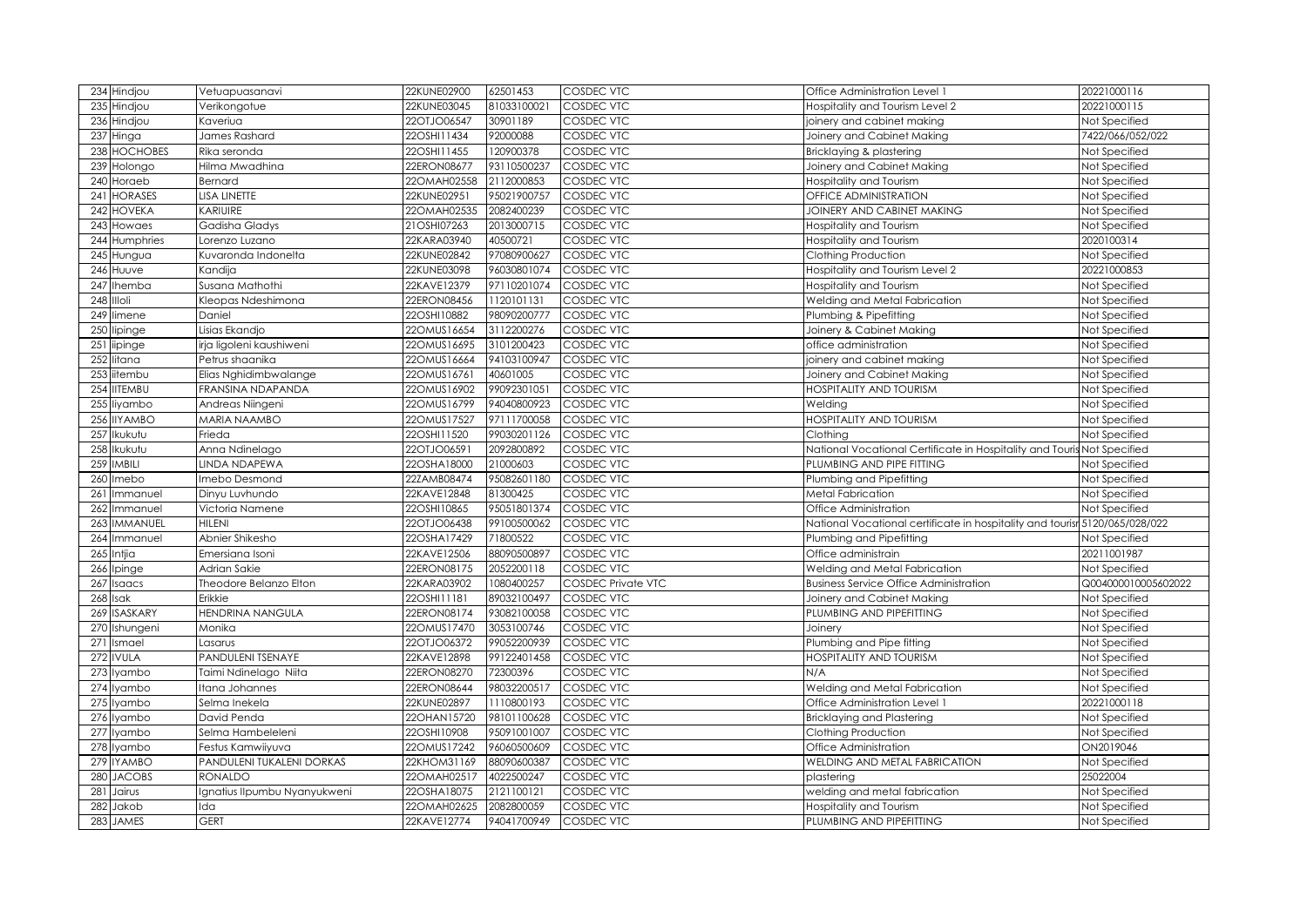| 234 | Hindjou | Vetuapuasanavi | 22KUNE02900 | 62501453 | COSDEC VTC | Office Administration Level 1 | 20221000116 |
|---|---|---|---|---|---|---|---|
| 235 | Hindjou | Verikongotue | 22KUNE03045 | 81033100021 | COSDEC VTC | Hospitality and Tourism Level 2 | 20221000115 |
| 236 | Hindjou | Kaveriua | 22OTJO06547 | 30901189 | COSDEC VTC | joinery and cabinet making | Not Specified |
| 237 | Hinga | James Rashard | 22OSHI11434 | 92000088 | COSDEC VTC | Joinery and Cabinet Making | 7422/066/052/022 |
| 238 | HOCHOBES | Rika seronda | 22OSHI11455 | 120900378 | COSDEC VTC | Bricklaying & plastering | Not Specified |
| 239 | Holongo | Hilma Mwadhina | 22ERON08677 | 93110500237 | COSDEC VTC | Joinery and Cabinet Making | Not Specified |
| 240 | Horaeb | Bernard | 22OMAH02558 | 2112000853 | COSDEC VTC | Hospitality and Tourism | Not Specified |
| 241 | HORASES | LISA LINETTE | 22KUNE02951 | 95021900757 | COSDEC VTC | OFFICE ADMINISTRATION | Not Specified |
| 242 | HOVEKA | KARIUIRE | 22OMAH02535 | 2082400239 | COSDEC VTC | JOINERY AND CABINET MAKING | Not Specified |
| 243 | Howaes | Gadisha Gladys | 21OSHI07263 | 2013000715 | COSDEC VTC | Hospitality and Tourism | Not Specified |
| 244 | Humphries | Lorenzo Luzano | 22KARA03940 | 40500721 | COSDEC VTC | Hospitality and Tourism | 2020100314 |
| 245 | Hungua | Kuvaronda Indonelta | 22KUNE02842 | 97080900627 | COSDEC VTC | Clothing Production | Not Specified |
| 246 | Huuve | Kandija | 22KUNE03098 | 96030801074 | COSDEC VTC | Hospitality and Tourism Level 2 | 20221000853 |
| 247 | Ihemba | Susana Mathothi | 22KAVE12379 | 97110201074 | COSDEC VTC | Hospitality and Tourism | Not Specified |
| 248 | Illoli | Kleopas Ndeshimona | 22ERON08456 | 1120101131 | COSDEC VTC | Welding and Metal Fabrication | Not Specified |
| 249 | Iimene | Daniel | 22OSHI10882 | 98090200777 | COSDEC VTC | Plumbing & Pipefitting | Not Specified |
| 250 | Iipinge | Lisias Ekandjo | 22OMUS16654 | 3112200276 | COSDEC VTC | Joinery & Cabinet Making | Not Specified |
| 251 | iipinge | irja iigoleni kaushiweni | 22OMUS16695 | 3101200423 | COSDEC VTC | office administration | Not Specified |
| 252 | Iitana | Petrus shaanika | 22OMUS16664 | 94103100947 | COSDEC VTC | joinery and cabinet making | Not Specified |
| 253 | iitembu | Elias Nghidimbwalange | 22OMUS16761 | 40601005 | COSDEC VTC | Joinery and Cabinet Making | Not Specified |
| 254 | IITEMBU | FRANSINA NDAPANDA | 22OMUS16902 | 99092301051 | COSDEC VTC | HOSPITALITY AND TOURISM | Not Specified |
| 255 | Iiyambo | Andreas Niingeni | 22OMUS16799 | 94040800923 | COSDEC VTC | Welding | Not Specified |
| 256 | IIYAMBO | MARIA NAAMBO | 22OMUS17527 | 97111700058 | COSDEC VTC | HOSPITALITY AND TOURISM | Not Specified |
| 257 | Ikukutu | Frieda | 22OSHI11520 | 99030201126 | COSDEC VTC | Clothing | Not Specified |
| 258 | Ikukutu | Anna Ndinelago | 22OTJO06591 | 2092800892 | COSDEC VTC | National Vocational Certificate in Hospitality and Touris | Not Specified |
| 259 | IMBILI | LINDA NDAPEWA | 22OSHA18000 | 21000603 | COSDEC VTC | PLUMBING AND PIPE FITTING | Not Specified |
| 260 | Imebo | Imebo Desmond | 22ZAMB08474 | 95082601180 | COSDEC VTC | Plumbing and Pipefitting | Not Specified |
| 261 | Immanuel | Dinyu Luvhundo | 22KAVE12848 | 81300425 | COSDEC VTC | Metal Fabrication | Not Specified |
| 262 | Immanuel | Victoria Namene | 22OSHI10865 | 95051801374 | COSDEC VTC | Office Administration | Not Specified |
| 263 | IMMANUEL | HILENI | 22OTJO06438 | 99100500062 | COSDEC VTC | National Vocational certificate in hospitality and tourisr | 5120/065/028/022 |
| 264 | Immanuel | Abnier Shikesho | 22OSHA17429 | 71800522 | COSDEC VTC | Plumbing and Pipefitting | Not Specified |
| 265 | Intjia | Emersiana Isoni | 22KAVE12506 | 88090500897 | COSDEC VTC | Office administrain | 20211001987 |
| 266 | Ipinge | Adrian Sakie | 22ERON08175 | 2052200118 | COSDEC VTC | Welding and Metal Fabrication | Not Specified |
| 267 | Isaacs | Theodore Belanzo Elton | 22KARA03902 | 1080400257 | COSDEC Private VTC | Business Service Office Administration | Q004000010005602022 |
| 268 | Isak | Erikkie | 22OSHI11181 | 89032100497 | COSDEC VTC | Joinery and Cabinet Making | Not Specified |
| 269 | ISASKARY | HENDRINA NANGULA | 22ERON08174 | 93082100058 | COSDEC VTC | PLUMBING AND PIPEFITTING | Not Specified |
| 270 | Ishungeni | Monika | 22OMUS17470 | 3053100746 | COSDEC VTC | Joinery | Not Specified |
| 271 | Ismael | Lasarus | 22OTJO06372 | 99052200939 | COSDEC VTC | Plumbing and Pipe fitting | Not Specified |
| 272 | IVULA | PANDULENI TSENAYE | 22KAVE12898 | 99122401458 | COSDEC VTC | HOSPITALITY AND TOURISM | Not Specified |
| 273 | Iyambo | Taimi Ndinelago Niita | 22ERON08270 | 72300396 | COSDEC VTC | N/A | Not Specified |
| 274 | Iyambo | Itana Johannes | 22ERON08644 | 98032200517 | COSDEC VTC | Welding and Metal Fabrication | Not Specified |
| 275 | Iyambo | Selma Inekela | 22KUNE02897 | 1110800193 | COSDEC VTC | Office Administration Level 1 | 20221000118 |
| 276 | Iyambo | David Penda | 22OHAN15720 | 98101100628 | COSDEC VTC | Bricklaying and Plastering | Not Specified |
| 277 | Iyambo | Selma Hambeleleni | 22OSHI10908 | 95091001007 | COSDEC VTC | Clothing Production | Not Specified |
| 278 | Iyambo | Festus Kamwiiyuva | 22OMUS17242 | 96060500609 | COSDEC VTC | Office Administration | ON2019046 |
| 279 | IYAMBO | PANDULENI TUKALENI DORKAS | 22KHOM31169 | 88090600387 | COSDEC VTC | WELDING AND METAL FABRICATION | Not Specified |
| 280 | JACOBS | RONALDO | 22OMAH02517 | 4022500247 | COSDEC VTC | plastering | 25022004 |
| 281 | Jairus | Ignatius Ilpumbu Nyanyukweni | 22OSHA18075 | 2121100121 | COSDEC VTC | welding and metal fabrication | Not Specified |
| 282 | Jakob | Ida | 22OMAH02625 | 2082800059 | COSDEC VTC | Hospitality and Tourism | Not Specified |
| 283 | JAMES | GERT | 22KAVE12774 | 94041700949 | COSDEC VTC | PLUMBING AND PIPEFITTING | Not Specified |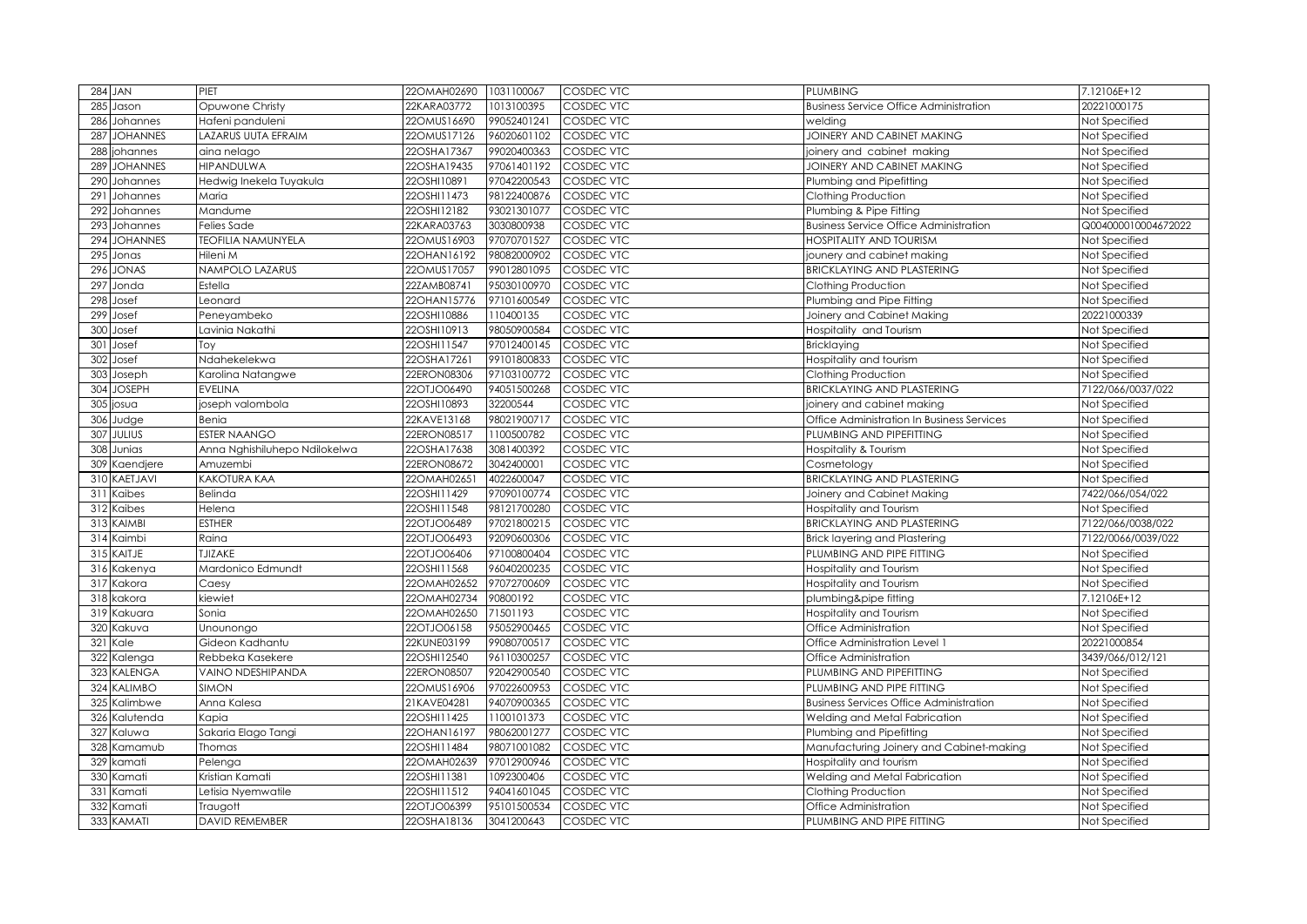| 284 | JAN | PIET | 22OMAH02690 | 1031100067 | COSDEC VTC | PLUMBING | 7.12106E+12 |
|---|---|---|---|---|---|---|---|
| 285 | Jason | Opuwone Christy | 22KARA03772 | 1013100395 | COSDEC VTC | Business Service Office Administration | 20221000175 |
| 286 | Johannes | Hafeni panduleni | 22OMUS16690 | 99052401241 | COSDEC VTC | welding | Not Specified |
| 287 | JOHANNES | LAZARUS UUTA EFRAIM | 22OMUS17126 | 96020601102 | COSDEC VTC | JOINERY AND CABINET MAKING | Not Specified |
| 288 | johannes | aina nelago | 22OSHA17367 | 99020400363 | COSDEC VTC | joinery and cabinet making | Not Specified |
| 289 | JOHANNES | HIPANDULWA | 22OSHA19435 | 97061401192 | COSDEC VTC | JOINERY AND CABINET MAKING | Not Specified |
| 290 | Johannes | Hedwig Inekela Tuyakula | 22OSHI10891 | 97042200543 | COSDEC VTC | Plumbing and Pipefitting | Not Specified |
| 291 | Johannes | Maria | 22OSHI11473 | 98122400876 | COSDEC VTC | Clothing Production | Not Specified |
| 292 | Johannes | Mandume | 22OSHI12182 | 93021301077 | COSDEC VTC | Plumbing & Pipe Fitting | Not Specified |
| 293 | Johannes | Felies Sade | 22KARA03763 | 3030800938 | COSDEC VTC | Business Service Office Administration | Q004000010004672022 |
| 294 | JOHANNES | TEOFILIA NAMUNYELA | 22OMUS16903 | 97070701527 | COSDEC VTC | HOSPITALITY AND TOURISM | Not Specified |
| 295 | Jonas | Hileni M | 22OHAN16192 | 98082000902 | COSDEC VTC | jounery and cabinet making | Not Specified |
| 296 | JONAS | NAMPOLO LAZARUS | 22OMUS17057 | 99012801095 | COSDEC VTC | BRICKLAYING AND PLASTERING | Not Specified |
| 297 | Jonda | Estella | 22ZAMB08741 | 95030100970 | COSDEC VTC | Clothing Production | Not Specified |
| 298 | Josef | Leonard | 22OHAN15776 | 97101600549 | COSDEC VTC | Plumbing and Pipe Fitting | Not Specified |
| 299 | Josef | Peneyambeko | 22OSHI10886 | 110400135 | COSDEC VTC | Joinery and Cabinet Making | 20221000339 |
| 300 | Josef | Lavinia Nakathi | 22OSHI10913 | 98050900584 | COSDEC VTC | Hospitality and Tourism | Not Specified |
| 301 | Josef | Toy | 22OSHI11547 | 97012400145 | COSDEC VTC | Bricklaying | Not Specified |
| 302 | Josef | Ndahekelekwa | 22OSHA17261 | 99101800833 | COSDEC VTC | Hospitality and tourism | Not Specified |
| 303 | Joseph | Karolina Natangwe | 22ERON08306 | 97103100772 | COSDEC VTC | Clothing Production | Not Specified |
| 304 | JOSEPH | EVELINA | 22OTJO06490 | 94051500268 | COSDEC VTC | BRICKLAYING AND PLASTERING | 7122/066/0037/022 |
| 305 | josua | joseph valombola | 22OSHI10893 | 32200544 | COSDEC VTC | joinery and cabinet making | Not Specified |
| 306 | Judge | Benia | 22KAVE13168 | 98021900717 | COSDEC VTC | Office Administration In Business Services | Not Specified |
| 307 | JULIUS | ESTER NAANGO | 22ERON08517 | 1100500782 | COSDEC VTC | PLUMBING AND PIPEFITTING | Not Specified |
| 308 | Junias | Anna Nghishiluhepo Ndilokelwa | 22OSHA17638 | 3081400392 | COSDEC VTC | Hospitality & Tourism | Not Specified |
| 309 | Kaendjere | Amuzembi | 22ERON08672 | 3042400001 | COSDEC VTC | Cosmetology | Not Specified |
| 310 | KAETJAVI | KAKOTURA KAA | 22OMAH02651 | 4022600047 | COSDEC VTC | BRICKLAYING AND PLASTERING | Not Specified |
| 311 | Kaibes | Belinda | 22OSHI11429 | 97090100774 | COSDEC VTC | Joinery and Cabinet Making | 7422/066/054/022 |
| 312 | Kaibes | Helena | 22OSHI11548 | 98121700280 | COSDEC VTC | Hospitality and Tourism | Not Specified |
| 313 | KAIMBI | ESTHER | 22OTJO06489 | 97021800215 | COSDEC VTC | BRICKLAYING AND PLASTERING | 7122/066/0038/022 |
| 314 | Kaimbi | Raina | 22OTJO06493 | 92090600306 | COSDEC VTC | Brick layering and Plastering | 7122/0066/0039/022 |
| 315 | KAITJE | TJIZAKE | 22OTJO06406 | 97100800404 | COSDEC VTC | PLUMBING AND PIPE FITTING | Not Specified |
| 316 | Kakenya | Mardonico Edmundt | 22OSHI11568 | 96040200235 | COSDEC VTC | Hospitality and Tourism | Not Specified |
| 317 | Kakora | Caesy | 22OMAH02652 | 97072700609 | COSDEC VTC | Hospitality and Tourism | Not Specified |
| 318 | kakora | kiewiet | 22OMAH02734 | 90800192 | COSDEC VTC | plumbing&pipe fitting | 7.12106E+12 |
| 319 | Kakuara | Sonia | 22OMAH02650 | 71501193 | COSDEC VTC | Hospitality and Tourism | Not Specified |
| 320 | Kakuva | Unounongo | 22OTJO06158 | 95052900465 | COSDEC VTC | Office Administration | Not Specified |
| 321 | Kale | Gideon Kadhantu | 22KUNE03199 | 99080700517 | COSDEC VTC | Office Administration Level 1 | 20221000854 |
| 322 | Kalenga | Rebbeka Kasekere | 22OSHI12540 | 96110300257 | COSDEC VTC | Office Administration | 3439/066/012/121 |
| 323 | KALENGA | VAINO NDESHIPANDA | 22ERON08507 | 92042900540 | COSDEC VTC | PLUMBING AND PIPEFITTING | Not Specified |
| 324 | KALIMBO | SIMON | 22OMUS16906 | 97022600953 | COSDEC VTC | PLUMBING AND PIPE FITTING | Not Specified |
| 325 | Kalimbwe | Anna Kalesa | 21KAVE04281 | 94070900365 | COSDEC VTC | Business Services Office Administration | Not Specified |
| 326 | Kalutenda | Kapia | 22OSHI11425 | 1100101373 | COSDEC VTC | Welding and Metal Fabrication | Not Specified |
| 327 | Kaluwa | Sakaria Elago Tangi | 22OHAN16197 | 98062001277 | COSDEC VTC | Plumbing and Pipefitting | Not Specified |
| 328 | Kamamub | Thomas | 22OSHI11484 | 98071001082 | COSDEC VTC | Manufacturing Joinery and Cabinet-making | Not Specified |
| 329 | kamati | Pelenga | 22OMAH02639 | 97012900946 | COSDEC VTC | Hospitality and tourism | Not Specified |
| 330 | Kamati | Kristian Kamati | 22OSHI11381 | 1092300406 | COSDEC VTC | Welding and Metal Fabrication | Not Specified |
| 331 | Kamati | Letisia Nyemwatile | 22OSHI11512 | 94041601045 | COSDEC VTC | Clothing Production | Not Specified |
| 332 | Kamati | Traugott | 22OTJO06399 | 95101500534 | COSDEC VTC | Office Administration | Not Specified |
| 333 | KAMATI | DAVID REMEMBER | 22OSHA18136 | 3041200643 | COSDEC VTC | PLUMBING AND PIPE FITTING | Not Specified |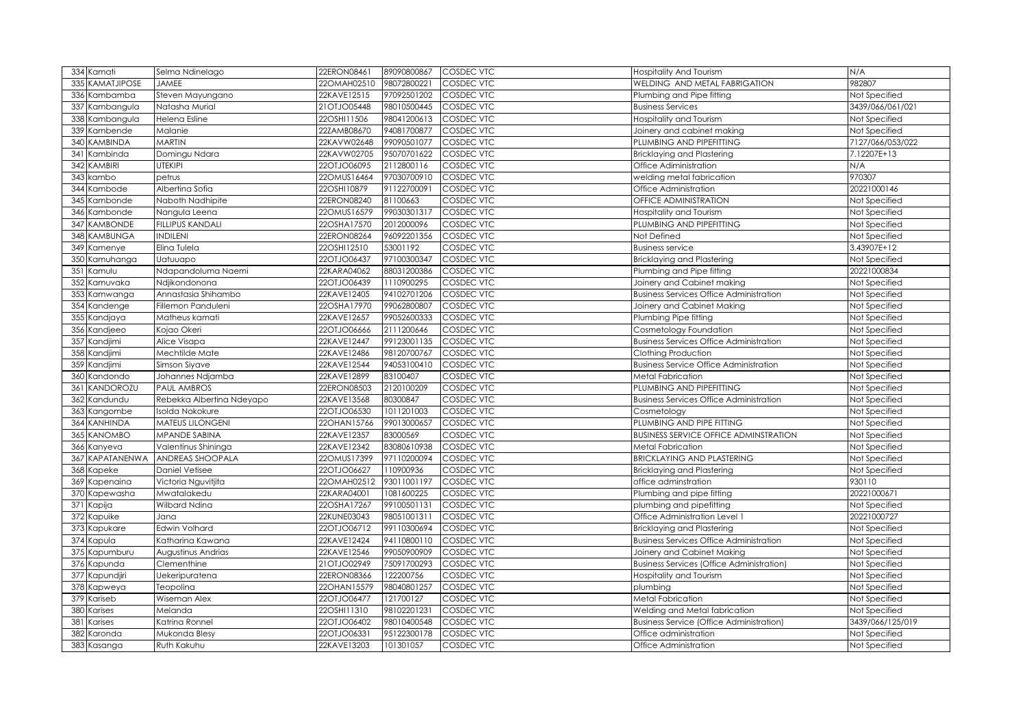| 334 | Kamati | Selma Ndinelago | 22ERON08461 | 89090800867 | COSDEC VTC | Hospitality And Tourism | N/A |
|---|---|---|---|---|---|---|---|
| 335 | KAMATJIPOSE | JAMEE | 22OMAH02510 | 98072800221 | COSDEC VTC | WELDING AND METAL FABRIGATION | 982807 |
| 336 | Kambamba | Steven Mayungano | 22KAVE12515 | 97092501202 | COSDEC VTC | Plumbing and Pipe fitting | Not Specified |
| 337 | Kambangula | Natasha Murial | 21OTJO05448 | 98010500445 | COSDEC VTC | Business Services | 3439/066/061/021 |
| 338 | Kambangula | Helena Esline | 22OSHI11506 | 98041200613 | COSDEC VTC | Hospitality and Tourism | Not Specified |
| 339 | Kambende | Malanie | 22ZAMB08670 | 94081700877 | COSDEC VTC | Joinery and cabinet making | Not Specified |
| 340 | KAMBINDA | MARTIN | 22KAVW02648 | 99090501077 | COSDEC VTC | PLUMBING AND PIPEFITTING | 7127/066/053/022 |
| 341 | Kambinda | Domingu Ndara | 22KAVW02705 | 95070701622 | COSDEC VTC | Bricklaying and Plastering | 7.12207E+13 |
| 342 | KAMBIRI | UTEKIPI | 22OTJO06095 | 2112800116 | COSDEC VTC | Office Adiministration | N/A |
| 343 | kambo | petrus | 22OMUS16464 | 97030700910 | COSDEC VTC | welding metal fabrication | 970307 |
| 344 | Kambode | Albertina Sofia | 22OSHI10879 | 91122700091 | COSDEC VTC | Office Administration | 20221000146 |
| 345 | Kambonde | Naboth Nadhipite | 22ERON08240 | 81100663 | COSDEC VTC | OFFICE ADMINISTRATION | Not Specified |
| 346 | Kambonde | Nangula Leena | 22OMUS16579 | 99030301317 | COSDEC VTC | Hospitality and Tourism | Not Specified |
| 347 | KAMBONDE | FILLIPUS KANDALI | 22OSHA17570 | 2012000096 | COSDEC VTC | PLUMBING AND PIPEFITTING | Not Specified |
| 348 | KAMBUNGA | INDILENI | 22ERON08264 | 96092201356 | COSDEC VTC | Not Defined | Not Specified |
| 349 | Kamenye | Elina Tulela | 22OSHI12510 | 53001192 | COSDEC VTC | Business service | 3.43907E+12 |
| 350 | Kamuhanga | Uatuuapo | 22OTJO06437 | 97100300347 | COSDEC VTC | Bricklaying and Plastering | Not Specified |
| 351 | Kamulu | Ndapandoluma Naemi | 22KARA04062 | 88031200386 | COSDEC VTC | Plumbing and Pipe fitting | 20221000834 |
| 352 | Kamuvaka | Ndjikondonona | 22OTJO06439 | 1110900295 | COSDEC VTC | Joinery and Cabinet making | Not Specified |
| 353 | Kamwanga | Annastasia Shihambo | 22KAVE12405 | 94102701206 | COSDEC VTC | Business Services Office Administration | Not Specified |
| 354 | Kandenge | Fillemon Panduleni | 22OSHA17970 | 99062800807 | COSDEC VTC | Joinery and Cabinet Making | Not Specified |
| 355 | Kandjaya | Matheus kamati | 22KAVE12657 | 99052600333 | COSDEC VTC | Plumbing Pipe fitting | Not Specified |
| 356 | Kandjeeo | Kojao Okeri | 22OTJO06666 | 2111200646 | COSDEC VTC | Cosmetology Foundation | Not Specified |
| 357 | Kandjimi | Alice Visapa | 22KAVE12447 | 99123001135 | COSDEC VTC | Business Services Office Administration | Not Specified |
| 358 | Kandjimi | Mechtilde Mate | 22KAVE12486 | 98120700767 | COSDEC VTC | Clothing Production | Not Specified |
| 359 | Kandjimi | Simson Siyave | 22KAVE12544 | 94053100410 | COSDEC VTC | Business Service Office Administration | Not Specified |
| 360 | Kandondo | Johannes Ndjamba | 22KAVE12899 | 83100407 | COSDEC VTC | Metal Fabrication | Not Specified |
| 361 | KANDOROZU | PAUL AMBROS | 22ERON08503 | 2120100209 | COSDEC VTC | PLUMBING AND PIPEFITTING | Not Specified |
| 362 | Kandundu | Rebekka Albertina Ndeyapo | 22KAVE13568 | 80300847 | COSDEC VTC | Business Services Office Administration | Not Specified |
| 363 | Kangombe | Isolda Nokokure | 22OTJO06530 | 1011201003 | COSDEC VTC | Cosmetology | Not Specified |
| 364 | KANHINDA | MATEUS LILONGENI | 22OHAN15766 | 99013000657 | COSDEC VTC | PLUMBING AND PIPE FITTING | Not Specified |
| 365 | KANOMBO | MPANDE SABINA | 22KAVE12357 | 83000569 | COSDEC VTC | BUSINESS SERVICE OFFICE ADMINSTRATION | Not Specified |
| 366 | Kanyeva | Valentinus Shininga | 22KAVE12342 | 83080610938 | COSDEC VTC | Metal Fabrication | Not Specified |
| 367 | KAPATANENWA | ANDREAS SHOOPALA | 22OMUS17399 | 97110200094 | COSDEC VTC | BRICKLAYING AND PLASTERING | Not Specified |
| 368 | Kapeke | Daniel Vetisee | 22OTJO06627 | 110900936 | COSDEC VTC | Bricklaying and Plastering | Not Specified |
| 369 | Kapenaina | Victoria Nguvitjita | 22OMAH02512 | 93011001197 | COSDEC VTC | office adminstration | 930110 |
| 370 | Kapewasha | Mwatalakedu | 22KARA04001 | 1081600225 | COSDEC VTC | Plumbing and pipe fitting | 20221000671 |
| 371 | Kapija | Wilbard Ndina | 22OSHA17267 | 99100501131 | COSDEC VTC | plumbing and pipefitting | Not Specified |
| 372 | Kapuike | Jana | 22KUNE03043 | 98051001311 | COSDEC VTC | Office Administration Level 1 | 20221000727 |
| 373 | Kapukare | Edwin Volhard | 22OTJO06712 | 99110300694 | COSDEC VTC | Bricklaying and Plastering | Not Specified |
| 374 | Kapula | Katharina Kawana | 22KAVE12424 | 94110800110 | COSDEC VTC | Business Services Office Administration | Not Specified |
| 375 | Kapumburu | Augustinus Andrias | 22KAVE12546 | 99050900909 | COSDEC VTC | Joinery and Cabinet Making | Not Specified |
| 376 | Kapunda | Clementhine | 21OTJO02949 | 75091700293 | COSDEC VTC | Business Services (Office Administration) | Not Specified |
| 377 | Kapundjiri | Uekeripuratena | 22ERON08366 | 122200756 | COSDEC VTC | Hospitality and Tourism | Not Specified |
| 378 | Kapweya | Teopolina | 22OHAN15579 | 98040801257 | COSDEC VTC | plumbing | Not Specified |
| 379 | Kariseb | Wiseman Alex | 22OTJO06477 | 121700127 | COSDEC VTC | Metal Fabrication | Not Specified |
| 380 | Karises | Melanda | 22OSHI11310 | 98102201231 | COSDEC VTC | Welding and Metal fabrication | Not Specified |
| 381 | Karises | Katrina Ronnel | 22OTJO06402 | 98010400548 | COSDEC VTC | Business Service (Office Administration) | 3439/066/125/019 |
| 382 | Karonda | Mukonda Blesy | 22OTJO06331 | 95122300178 | COSDEC VTC | Office administration | Not Specified |
| 383 | Kasanga | Ruth Kakuhu | 22KAVE13203 | 101301057 | COSDEC VTC | Office Administration | Not Specified |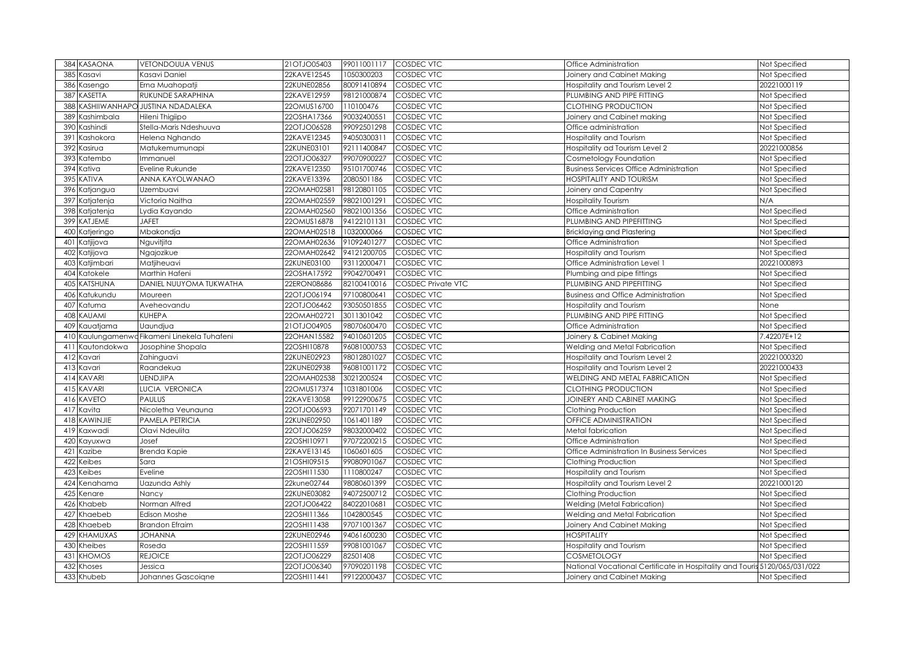| 384 | KASAONA | VETONDOUUA VENUS | 21OTJO05403 | 99011001117 | COSDEC VTC | Office Administration | Not Specified |
|---|---|---|---|---|---|---|---|
| 385 | Kasavi | Kasavi Daniel | 22KAVE12545 | 1050300203 | COSDEC VTC | Joinery and Cabinet Making | Not Specified |
| 386 | Kasengo | Erna Muahopatji | 22KUNE02856 | 80091410894 | COSDEC VTC | Hospitality and Tourism Level 2 | 20221000119 |
| 387 | KASETTA | RUKUNDE SARAPHINA | 22KAVE12959 | 98121000874 | COSDEC VTC | PLUMBING AND PIPE FITTING | Not Specified |
| 388 | KASHIIWANHAPO | JUSTINA NDADALEKA | 22OMUS16700 | 110100476 | COSDEC VTC | CLOTHING PRODUCTION | Not Specified |
| 389 | Kashimbala | Hileni Thigiipo | 22OSHA17366 | 90032400551 | COSDEC VTC | Joinery and Cabinet making | Not Specified |
| 390 | Kashindi | Stella-Maris Ndeshuuva | 22OTJO06528 | 99092501298 | COSDEC VTC | Office administration | Not Specified |
| 391 | Kashokora | Helena Nghando | 22KAVE12345 | 94050300311 | COSDEC VTC | Hospitality and Tourism | Not Specified |
| 392 | Kasirua | Matukemumunapi | 22KUNE03101 | 92111400847 | COSDEC VTC | Hospitality ad Tourism Level 2 | 20221000856 |
| 393 | Katembo | Immanuel | 22OTJO06327 | 99070900227 | COSDEC VTC | Cosmetology Foundation | Not Specified |
| 394 | Kativa | Eveline Rukunde | 22KAVE12350 | 95101700746 | COSDEC VTC | Business Services Office Administration | Not Specified |
| 395 | KATIVA | ANNA KAYOLWANAO | 22KAVE13396 | 2080501186 | COSDEC VTC | HOSPITALITY AND TOURISM | Not Specified |
| 396 | Katjangua | Uzembuavi | 22OMAH02581 | 98120801105 | COSDEC VTC | Joinery and Capentry | Not Specified |
| 397 | Katjatenja | Victoria Naitha | 22OMAH02559 | 98021001291 | COSDEC VTC | Hospitality Tourism | N/A |
| 398 | Katjatenja | Lydia Kayando | 22OMAH02560 | 98021001356 | COSDEC VTC | Office Administration | Not Specified |
| 399 | KATJEME | JAFET | 22OMUS16878 | 94122101131 | COSDEC VTC | PLUMBING AND PIPEFITTING | Not Specified |
| 400 | Katjeringo | Mbakondja | 22OMAH02518 | 1032000066 | COSDEC VTC | Bricklaying and Plastering | Not Specified |
| 401 | Katjijova | Nguvitjita | 22OMAH02636 | 91092401277 | COSDEC VTC | Office Administration | Not Specified |
| 402 | Katjijova | Ngajozikue | 22OMAH02642 | 94121200705 | COSDEC VTC | Hospitality and Tourism | Not Specified |
| 403 | Katjimbari | Matjiheuavi | 22KUNE03100 | 93112000471 | COSDEC VTC | Office Administration Level 1 | 20221000893 |
| 404 | Katokele | Marthin Hafeni | 22OSHA17592 | 99042700491 | COSDEC VTC | Plumbing and pipe fittings | Not Specified |
| 405 | KATSHUNA | DANIEL NUUYOMA TUKWATHA | 22ERON08686 | 82100410016 | COSDEC Private VTC | PLUMBING AND PIPEFITTING | Not Specified |
| 406 | Katukundu | Moureen | 22OTJO06194 | 97100800641 | COSDEC VTC | Business and Office Administration | Not Specified |
| 407 | Katuma | Aveheovandu | 22OTJO06462 | 93050501855 | COSDEC VTC | Hospitality and Tourism | None |
| 408 | KAUAMI | KUHEPA | 22OMAH02721 | 3011301042 | COSDEC VTC | PLUMBING AND PIPE FITTING | Not Specified |
| 409 | Kauatjama | Uaundjua | 21OTJO04905 | 98070600470 | COSDEC VTC | Office Administration | Not Specified |
| 410 | Kaulungamenwo | Fikameni Linekela Tuhafeni | 22OHAN15582 | 94010601205 | COSDEC VTC | Joinery & Cabinet Making | 7.42207E+12 |
| 411 | Kautondokwa | Josophine Shopala | 22OSHI10878 | 96081000753 | COSDEC VTC | Welding and Metal Fabrication | Not Specified |
| 412 | Kavari | Zahinguavi | 22KUNE02923 | 98012801027 | COSDEC VTC | Hospitality and Tourism Level 2 | 20221000320 |
| 413 | Kavari | Raandekua | 22KUNE02938 | 96081001172 | COSDEC VTC | Hospitality and Tourism Level 2 | 20221000433 |
| 414 | KAVARI | UENDJIPA | 22OMAH02538 | 3021200524 | COSDEC VTC | WELDING AND METAL FABRICATION | Not Specified |
| 415 | KAVARI | LUCIA VERONICA | 22OMUS17374 | 1031801006 | COSDEC VTC | CLOTHING PRODUCTION | Not Specified |
| 416 | KAVETO | PAULUS | 22KAVE13058 | 99122900675 | COSDEC VTC | JOINERY AND CABINET MAKING | Not Specified |
| 417 | Kavita | Nicoletha Veunauna | 22OTJO06593 | 92071701149 | COSDEC VTC | Clothing Production | Not Specified |
| 418 | KAWINJIE | PAMELA PETRICIA | 22KUNE02950 | 1061401189 | COSDEC VTC | OFFICE ADMINISTRATION | Not Specified |
| 419 | Kaxwadi | Olavi Ndeulita | 22OTJO06259 | 98032000402 | COSDEC VTC | Metal fabrication | Not Specified |
| 420 | Kayuxwa | Josef | 22OSHI10971 | 97072200215 | COSDEC VTC | Office Administration | Not Specified |
| 421 | Kazibe | Brenda Kapie | 22KAVE13145 | 1060601605 | COSDEC VTC | Office Administration In Business Services | Not Specified |
| 422 | Keibes | Sara | 21OSHI09515 | 99080901067 | COSDEC VTC | Clothing Production | Not Specified |
| 423 | Keibes | Eveline | 22OSHI11530 | 1110800247 | COSDEC VTC | Hospitality and Tourism | Not Specified |
| 424 | Kenahama | Uazunda Ashly | 22kune02744 | 98080601399 | COSDEC VTC | Hospitality and Tourism Level 2 | 20221000120 |
| 425 | Kenare | Nancy | 22KUNE03082 | 94072500712 | COSDEC VTC | Clothing Production | Not Specified |
| 426 | Khabeb | Norman Alfred | 22OTJO06422 | 84022010681 | COSDEC VTC | Welding (Metal Fabrication) | Not Specified |
| 427 | Khaebeb | Edison Moshe | 22OSHI11366 | 1042800545 | COSDEC VTC | Welding and Metal Fabrication | Not Specified |
| 428 | Khaebeb | Brandon Efraim | 22OSHI11438 | 97071001367 | COSDEC VTC | Joinery And Cabinet Making | Not Specified |
| 429 | KHAMUXAS | JOHANNA | 22KUNE02946 | 94061600230 | COSDEC VTC | HOSPITALITY | Not Specified |
| 430 | Kheibes | Roseda | 22OSHI11559 | 99081001067 | COSDEC VTC | Hospitality and Tourism | Not Specified |
| 431 | KHOMOS | REJOICE | 22OTJO06229 | 82501408 | COSDEC VTC | COSMETOLOGY | Not Specified |
| 432 | Khoses | Jessica | 22OTJO06340 | 97090201198 | COSDEC VTC | National Vocational Certificate in Hospitality and Touris | 5120/065/031/022 |
| 433 | Khubeb | Johannes Gascoigne | 22OSHI11441 | 99122000437 | COSDEC VTC | Joinery and Cabinet Making | Not Specified |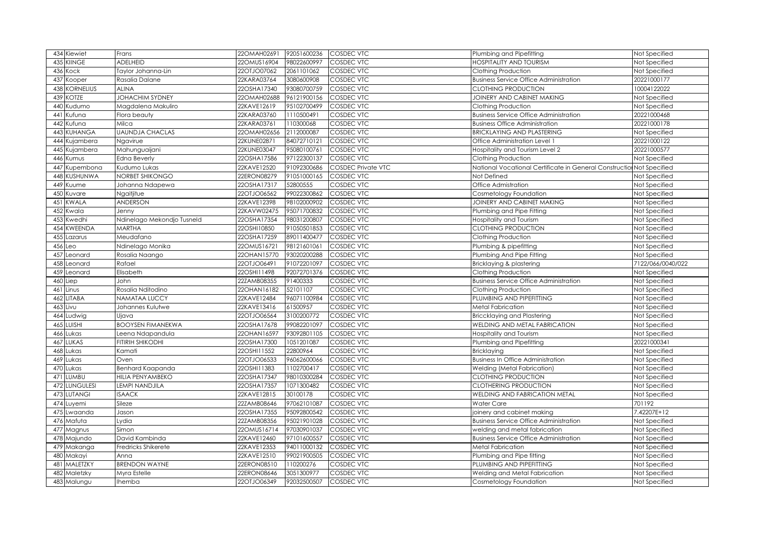| 434 | Kiewiet | Frans | 22OMAH02691 | 92051600236 | COSDEC VTC | Plumbing and Pipefitting | Not Specified |
|---|---|---|---|---|---|---|---|
| 435 | KIINGE | ADELHEID | 22OMUS16904 | 98022600997 | COSDEC VTC | HOSPITALITY AND TOURISM | Not Specified |
| 436 | Kock | Taylor Johanna-Lin | 22OTJO07062 | 2061101062 | COSDEC VTC | Clothing Production | Not Specified |
| 437 | Kooper | Rasalia Dalane | 22KARA03764 | 3080600908 | COSDEC VTC | Business Service Office Administration | 20221000177 |
| 438 | KORNELIUS | ALINA | 22OSHA17340 | 93080700759 | COSDEC VTC | CLOTHING PRODUCTION | 10004122022 |
| 439 | KOTZE | JOHACHIM SYDNEY | 22OMAH02688 | 96121900156 | COSDEC VTC | JOINERY AND CABINET MAKING | Not Specified |
| 440 | Kudumo | Magdalena Makuliro | 22KAVE12619 | 95102700499 | COSDEC VTC | Clothing Production | Not Specified |
| 441 | Kufuna | Flora beauty | 22KARA03760 | 1110500491 | COSDEC VTC | Business Service Office Administration | 20221000468 |
| 442 | Kufuna | Milca | 22KARA03761 | 110300068 | COSDEC VTC | Business Office Administration | 20221000178 |
| 443 | KUHANGA | UAUNDJA CHACLAS | 22OMAH02656 | 2112000087 | COSDEC VTC | BRICKLAYING AND PLASTERING | Not Specified |
| 444 | Kujambera | Ngavirue | 22KUNE02871 | 84072710121 | COSDEC VTC | Office Administration Level 1 | 20221000122 |
| 445 | Kujambera | Mahunguaijani | 22KUNE03047 | 95080100761 | COSDEC VTC | Hospitality and Tourism Level 2 | 20221000577 |
| 446 | Kumus | Edna Beverly | 22OSHA17586 | 97122300137 | COSDEC VTC | Clothing Production | Not Specified |
| 447 | Kupembona | Kudumo Lukas | 22KAVE12520 | 91092300686 | COSDEC Private VTC | National Vocational Certificate in General Constructio | Not Specified |
| 448 | KUSHUNWA | NORBET SHIKONGO | 22ERON08279 | 91051000165 | COSDEC VTC | Not Defined | Not Specified |
| 449 | Kuume | Johanna Ndapewa | 22OSHA17317 | 52800555 | COSDEC VTC | Office Admistration | Not Specified |
| 450 | Kuvare | Ngaitjitue | 22OTJO06562 | 99022300862 | COSDEC VTC | Cosmetology Foundation | Not Specified |
| 451 | KWALA | ANDERSON | 22KAVE12398 | 98102000902 | COSDEC VTC | JOINERY AND CABINET MAKING | Not Specified |
| 452 | Kwala | Jenny | 22KAVW02475 | 95071700832 | COSDEC VTC | Plumbing and Pipe Fitting | Not Specified |
| 453 | Kwedhi | Ndinelago Mekondjo Tusneld | 22OSHA17354 | 98031200807 | COSDEC VTC | Hospitality and Tourism | Not Specified |
| 454 | KWEENDA | MARTHA | 22OSHI10850 | 91050501853 | COSDEC VTC | CLOTHING PRODUCTION | Not Specified |
| 455 | Lazarus | Meudafano | 22OSHA17259 | 89011400477 | COSDEC VTC | Clothing Production | Not Specified |
| 456 | Leo | Ndinelago Monika | 22OMUS16721 | 98121601061 | COSDEC VTC | Plumbing & pipefitting | Not Specified |
| 457 | Leonard | Rosalia Naango | 22OHAN15770 | 93020200288 | COSDEC VTC | Plumbing And Pipe Fitting | Not Specified |
| 458 | Leonard | Rafael | 22OTJO06491 | 91072201097 | COSDEC VTC | Bricklaying & plastering | 7122/066/0040/022 |
| 459 | Leonard | Elisabeth | 22OSHI11498 | 92072701376 | COSDEC VTC | Clothing Production | Not Specified |
| 460 | Liep | John | 22ZAMB08355 | 91400333 | COSDEC VTC | Business Service Office Administration | Not Specified |
| 461 | Linus | Rosalia Nditodino | 22OHAN16182 | 52101107 | COSDEC VTC | Clothing Production | Not Specified |
| 462 | LITABA | NAMATAA LUCCY | 22KAVE12484 | 96071100984 | COSDEC VTC | PLUMBING AND PIPEFITTING | Not Specified |
| 463 | Livu | Johannes Kulutwe | 22KAVE13416 | 61500957 | COSDEC VTC | Metal Fabrication | Not Specified |
| 464 | Ludwig | Ujava | 22OTJO06564 | 3100200772 | COSDEC VTC | Briccklaying and Plastering | Not Specified |
| 465 | LUISHI | BOOYSEN FIMANEKWA | 22OSHA17678 | 99082201097 | COSDEC VTC | WELDING AND METAL FABRICATION | Not Specified |
| 466 | Lukas | Leena Ndapandula | 22OHAN16597 | 93092801105 | COSDEC VTC | Hospitality and Tourism | Not Specified |
| 467 | LUKAS | FITIRIH SHIKODHI | 22OSHA17300 | 1051201087 | COSDEC VTC | Plumbing and Pipefitting | 20221000341 |
| 468 | Lukas | Kamati | 22OSHI11552 | 22800964 | COSDEC VTC | Bricklaying | Not Specified |
| 469 | Lukas | Oven | 22OTJO06533 | 96062600066 | COSDEC VTC | Business In Office Administration | Not Specified |
| 470 | Lukas | Benhard Kaapanda | 22OSHI11383 | 1102700417 | COSDEC VTC | Welding (Metal Fabrication) | Not Specified |
| 471 | LUMBU | HILIA PENYAMBEKO | 22OSHA17347 | 98010300284 | COSDEC VTC | CLOTHING PRODUCTION | Not Specified |
| 472 | LUNGULESI | LEMPI NANDJILA | 22OSHA17357 | 1071300482 | COSDEC VTC | CLOTHERING PRODUCTION | Not Specified |
| 473 | LUTANGI | ISAACK | 22KAVE12815 | 30100178 | COSDEC VTC | WELDING AND FABRICATION METAL | Not Specified |
| 474 | Luyemi | Sileze | 22ZAMB08646 | 97062101087 | COSDEC VTC | Water Care | 701192 |
| 475 | Lwaanda | Jason | 22OSHA17355 | 95092800542 | COSDEC VTC | joinery and cabinet making | 7.42207E+12 |
| 476 | Mafuta | Lydia | 22ZAMB08356 | 95021901028 | COSDEC VTC | Business Service Office Administration | Not Specified |
| 477 | Magnus | Simon | 22OMUS16714 | 97030901037 | COSDEC VTC | welding and metal fabrication | Not Specified |
| 478 | Majundo | David Kambinda | 22KAVE12460 | 97101600557 | COSDEC VTC | Business Service Office Administration | Not Specified |
| 479 | Makanga | Fredricks Shikerete | 22KAVE12353 | 94011000132 | COSDEC VTC | Metal Fabrication | Not Specified |
| 480 | Makayi | Anna | 22KAVE12510 | 99021900505 | COSDEC VTC | Plumbing and Pipe fitting | Not Specified |
| 481 | MALETZKY | BRENDON WAYNE | 22ERON08510 | 110200276 | COSDEC VTC | PLUMBING AND PIPEFITTING | Not Specified |
| 482 | Maletzky | Myra Estelle | 22ERON08646 | 3051300977 | COSDEC VTC | Welding and Metal Fabrication | Not Specified |
| 483 | Malungu | Ihemba | 22OTJO06349 | 92032500507 | COSDEC VTC | Cosmetology Foundation | Not Specified |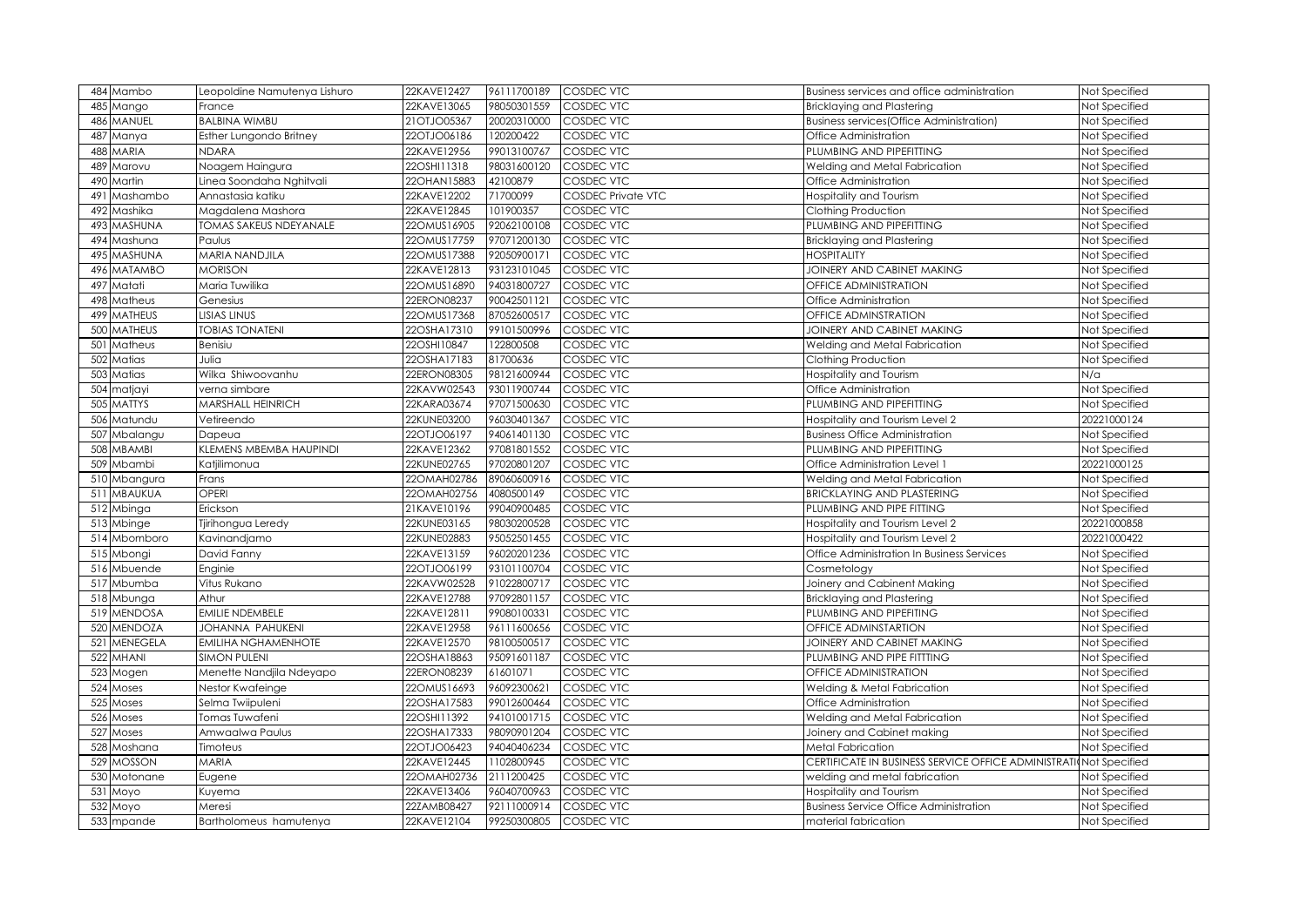| 484 | Mambo | Leopoldine Namutenya Lishuro | 22KAVE12427 | 96111700189 | COSDEC VTC | Business services and office administration | Not Specified |
|---|---|---|---|---|---|---|---|
| 485 | Mango | France | 22KAVE13065 | 98050301559 | COSDEC VTC | Bricklaying and Plastering | Not Specified |
| 486 | MANUEL | BALBINA WIMBU | 21OTJO05367 | 20020310000 | COSDEC VTC | Business services(Office Administration) | Not Specified |
| 487 | Manya | Esther Lungondo Britney | 22OTJO06186 | 120200422 | COSDEC VTC | Office Administration | Not Specified |
| 488 | MARIA | NDARA | 22KAVE12956 | 99013100767 | COSDEC VTC | PLUMBING AND PIPEFITTING | Not Specified |
| 489 | Marovu | Noagem Haingura | 22OSHI11318 | 98031600120 | COSDEC VTC | Welding and Metal Fabrication | Not Specified |
| 490 | Martin | Linea Soondaha Nghitvali | 22OHAN15883 | 42100879 | COSDEC VTC | Office Administration | Not Specified |
| 491 | Mashambo | Annastasia katiku | 22KAVE12202 | 71700099 | COSDEC Private VTC | Hospitality and Tourism | Not Specified |
| 492 | Mashika | Magdalena Mashora | 22KAVE12845 | 101900357 | COSDEC VTC | Clothing Production | Not Specified |
| 493 | MASHUNA | TOMAS SAKEUS NDEYANALE | 22OMUS16905 | 92062100108 | COSDEC VTC | PLUMBING AND PIPEFITTING | Not Specified |
| 494 | Mashuna | Paulus | 22OMUS17759 | 97071200130 | COSDEC VTC | Bricklaying and Plastering | Not Specified |
| 495 | MASHUNA | MARIA NANDJILA | 22OMUS17388 | 92050900171 | COSDEC VTC | HOSPITALITY | Not Specified |
| 496 | MATAMBO | MORISON | 22KAVE12813 | 93123101045 | COSDEC VTC | JOINERY AND CABINET MAKING | Not Specified |
| 497 | Matati | Maria Tuwilika | 22OMUS16890 | 94031800727 | COSDEC VTC | OFFICE ADMINISTRATION | Not Specified |
| 498 | Matheus | Genesius | 22ERON08237 | 90042501121 | COSDEC VTC | Office Administration | Not Specified |
| 499 | MATHEUS | LISIAS LINUS | 22OMUS17368 | 87052600517 | COSDEC VTC | OFFICE ADMNSTRATION | Not Specified |
| 500 | MATHEUS | TOBIAS TONATENI | 22OSHA17310 | 99101500996 | COSDEC VTC | JOINERY AND CABINET MAKING | Not Specified |
| 501 | Matheus | Benisiu | 22OSHI10847 | 122800508 | COSDEC VTC | Welding and Metal Fabrication | Not Specified |
| 502 | Matias | Julia | 22OSHA17183 | 81700636 | COSDEC VTC | Clothing Production | Not Specified |
| 503 | Matias | Wilka Shiwoovanhu | 22ERON08305 | 98121600944 | COSDEC VTC | Hospitality and Tourism | N/a |
| 504 | matjayi | verna simbare | 22KAVW02543 | 93011900744 | COSDEC VTC | Office Administration | Not Specified |
| 505 | MATTYS | MARSHALL HEINRICH | 22KARA03674 | 97071500630 | COSDEC VTC | PLUMBING AND PIPEFITTING | Not Specified |
| 506 | Matundu | Vetireendo | 22KUNE03200 | 96030401367 | COSDEC VTC | Hospitality and Tourism Level 2 | 20221000124 |
| 507 | Mbalangu | Dapeua | 22OTJO06197 | 94061401130 | COSDEC VTC | Business Office Administration | Not Specified |
| 508 | MBAMBI | KLEMENS MBEMBA HAUPINDI | 22KAVE12362 | 97081801552 | COSDEC VTC | PLUMBING AND PIPEFITTING | Not Specified |
| 509 | Mbambi | Katjiimonua | 22KUNE02765 | 97020801207 | COSDEC VTC | Office Administration Level 1 | 20221000125 |
| 510 | Mbangura | Frans | 22OMAH02786 | 89060600916 | COSDEC VTC | Welding and Metal Fabrication | Not Specified |
| 511 | MBAUKUA | OPERI | 22OMAH02756 | 4080500149 | COSDEC VTC | BRICKLAYING AND PLASTERING | Not Specified |
| 512 | Mbinga | Erickson | 21KAVE10196 | 99040900485 | COSDEC VTC | PLUMBING AND PIPE FITTING | Not Specified |
| 513 | Mbinge | Tjirihongua Leredy | 22KUNE03165 | 98030200528 | COSDEC VTC | Hospitality and Tourism Level 2 | 20221000858 |
| 514 | Mbomboro | Kavinandjamo | 22KUNE02883 | 95052501455 | COSDEC VTC | Hospitality and Tourism Level 2 | 20221000422 |
| 515 | Mbongi | David Fanny | 22KAVE13159 | 96020201236 | COSDEC VTC | Office Administration In Business Services | Not Specified |
| 516 | Mbuende | Enginie | 22OTJO06199 | 93101100704 | COSDEC VTC | Cosmetology | Not Specified |
| 517 | Mbumba | Vitus Rukano | 22KAVW02528 | 91022800717 | COSDEC VTC | Joinery and Cabinent Making | Not Specified |
| 518 | Mbunga | Athur | 22KAVE12788 | 97092801157 | COSDEC VTC | Bricklaying and Plastering | Not Specified |
| 519 | MENDOSA | EMILIE NDEMBELE | 22KAVE12811 | 99080100331 | COSDEC VTC | PLUMBING AND PIPEFITING | Not Specified |
| 520 | MENDOZA | JOHANNA PAHUKENI | 22KAVE12958 | 96111600656 | COSDEC VTC | OFFICE ADMINSTARTION | Not Specified |
| 521 | MENEGELA | EMILIHA NGHAMENHOTE | 22KAVE12570 | 98100500517 | COSDEC VTC | JOINERY AND CABINET MAKING | Not Specified |
| 522 | MHANI | SIMON PULENI | 22OSHA18863 | 95091601187 | COSDEC VTC | PLUMBING AND PIPE FITTTING | Not Specified |
| 523 | Mogen | Menette Nandjila Ndeyapo | 22ERON08239 | 61601071 | COSDEC VTC | OFFICE ADMINISTRATION | Not Specified |
| 524 | Moses | Nestor Kwafeinge | 22OMUS16693 | 96092300621 | COSDEC VTC | Welding & Metal Fabrication | Not Specified |
| 525 | Moses | Selma Twiipuleni | 22OSHA17583 | 99012600464 | COSDEC VTC | Office Administration | Not Specified |
| 526 | Moses | Tomas Tuwafeni | 22OSHI11392 | 94101001715 | COSDEC VTC | Welding and Metal Fabrication | Not Specified |
| 527 | Moses | Amwaalwa Paulus | 22OSHA17333 | 98090901204 | COSDEC VTC | Joinery and Cabinet making | Not Specified |
| 528 | Moshana | Timoteus | 22OTJO06423 | 94040406234 | COSDEC VTC | Metal Fabrication | Not Specified |
| 529 | MOSSON | MARIA | 22KAVE12445 | 1102800945 | COSDEC VTC | CERTIFICATE IN BUSINESS SERVICE OFFICE ADMINISTRATI | Not Specified |
| 530 | Motonane | Eugene | 22OMAH02736 | 2111200425 | COSDEC VTC | welding and metal fabrication | Not Specified |
| 531 | Moyo | Kuyema | 22KAVE13406 | 96040700963 | COSDEC VTC | Hospitality and Tourism | Not Specified |
| 532 | Moyo | Meresi | 22ZAMB08427 | 92111000914 | COSDEC VTC | Business Service Office Administration | Not Specified |
| 533 | mpande | Bartholomeus hamutenya | 22KAVE12104 | 99250300805 | COSDEC VTC | material fabrication | Not Specified |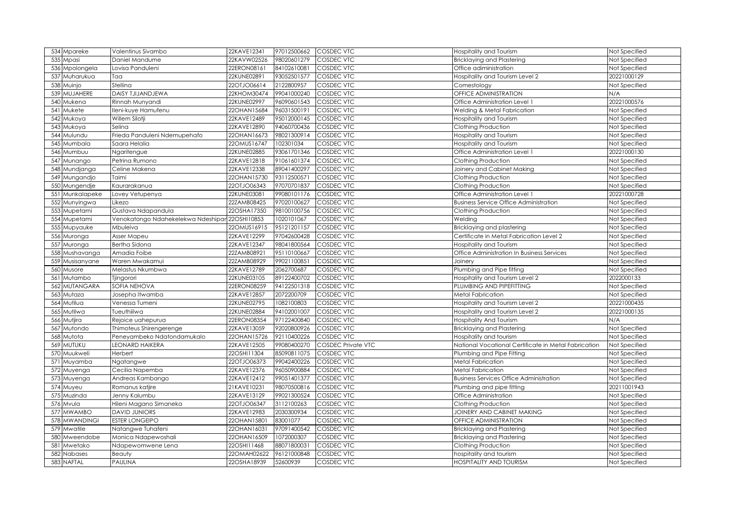| | | | | | | | |
|---|---|---|---|---|---|---|---|
| 534 | Mpareke | Valentinus Sivambo | 22KAVE12341 | 97012500662 | COSDEC VTC | Hospitality and Tourism | Not Specified |
| 535 | Mpasi | Daniel Mandume | 22KAVW02526 | 98020601279 | COSDEC VTC | Bricklaying and Plastering | Not Specified |
| 536 | Mpolongela | Lovisa Panduleni | 22ERON08161 | 84102610081 | COSDEC VTC | Office adiministration | Not Specified |
| 537 | Muharukua | Taa | 22KUNE02891 | 93052501577 | COSDEC VTC | Hospitality and Tourism Level 2 | 20221000129 |
| 538 | Muinjo | Stellina | 22OTJO06614 | 2122800957 | COSDEC VTC | Comestology | Not Specified |
| 539 | MUJAHERE | DAISY TJIJANDJEWA | 22KHOM30474 | 99041000240 | COSDEC VTC | OFFICE ADMINISTRATION | N/A |
| 540 | Mukena | Rinnah Munyandi | 22KUNE02997 | 96090601543 | COSDEC VTC | Office Administration Level 1 | 20221000576 |
| 541 | Mukete | Ileni-kuye Hamufenu | 22OHAN15684 | 96031500191 | COSDEC VTC | Welding & Metal Fabrication | Not Specified |
| 542 | Mukoya | Willem Silotji | 22KAVE12489 | 95012000145 | COSDEC VTC | Hospitality and Tourism | Not Specified |
| 543 | Mukoya | Selina | 22KAVE12890 | 94060700436 | COSDEC VTC | Clothing Production | Not Specified |
| 544 | Mulundu | Frieda Panduleni Ndemupehafo | 22OHAN16673 | 98021300914 | COSDEC VTC | Hospitality and Tourism | Not Specified |
| 545 | Mumbala | Saara Helalia | 22OMUS16747 | 102301034 | COSDEC VTC | Hospitality and Tourism | Not Specified |
| 546 | Mumbuu | Ngaritengue | 22KUNE02885 | 93061701346 | COSDEC VTC | Office Administration Level 1 | 20221000130 |
| 547 | Munango | Petrina Rumono | 22KAVE12818 | 91061601374 | COSDEC VTC | Clothing Production | Not Specified |
| 548 | Mundjanga | Celine Makena | 22KAVE12338 | 89041400297 | COSDEC VTC | Joinery and Cabinet Making | Not Specified |
| 549 | Mungandjo | Taimi | 22OHAN15730 | 93112500571 | COSDEC VTC | Clothing Production | Not Specified |
| 550 | Mungendje | Kaurarakanua | 22OTJO06343 | 97070701837 | COSDEC VTC | Clothing Production | Not Specified |
| 551 | Munkalapeke | Lovey Vetupenya | 22KUNE03081 | 99080101176 | COSDEC VTC | Office Administration Level 1 | 20221000728 |
| 552 | Munyingwa | Likezo | 22ZAMB08425 | 97020100627 | COSDEC VTC | Business Service Office Administration | Not Specified |
| 553 | Mupetami | Gustava Ndapandula | 22OSHA17350 | 98100100756 | COSDEC VTC | Clothing Production | Not Specified |
| 554 | Mupetami | Venokatongo Ndahekelekwa Ndeshipar | 22OSHI10853 | 1020101067 | COSDEC VTC | Welding | Not Specified |
| 555 | Mupyauke | Mbuleiva | 22OMUS16915 | 95121201157 | COSDEC VTC | Bricklaying and plastering | Not Specified |
| 556 | Muronga | Asser Mapeu | 22KAVE12299 | 97042600428 | COSDEC VTC | Certificate in Metal Fabrication Level 2 | Not Specified |
| 557 | Muronga | Bertha Sidona | 22KAVE12347 | 98041800564 | COSDEC VTC | Hospitality and Tourism | Not Specified |
| 558 | Mushavanga | Amadia Foibe | 22ZAMB08921 | 95110100667 | COSDEC VTC | Office Administration In Business Services | Not Specified |
| 559 | Musisanyane | Waren Mwakamui | 22ZAMB08929 | 99021100851 | COSDEC VTC | Joinery | Not Specified |
| 560 | Musore | Melastus Nkumbwa | 22KAVE12789 | 2062700687 | COSDEC VTC | Plumbing and Pipe fitting | Not Specified |
| 561 | Mutambo | Tjingorori | 22KUNE03105 | 89122400702 | COSDEC VTC | Hospitality and Tourism Level 2 | 2022000133 |
| 562 | MUTANGARA | SOFIA NEHOVA | 22ERON08259 | 94122501318 | COSDEC VTC | PLUMBING AND PIPEFITTING | Not Specified |
| 563 | Mutaza | Josepha Itwamba | 22KAVE12857 | 2072200709 | COSDEC VTC | Metal Fabrication | Not Specified |
| 564 | Mutilua | Venessa Tumeni | 22KUNE02795 | 1082100803 | COSDEC VTC | Hospitality and Tourism Level 2 | 20221000435 |
| 565 | Mutilwa | Tueuthiilwa | 22KUNE02884 | 94102001007 | COSDEC VTC | Hospitality and Tourism Level 2 | 20221000135 |
| 566 | Mutjira | Rejoice uahepurua | 22ERON08354 | 97122400840 | COSDEC VTC | Hospitality And Tourism | N/A |
| 567 | Mutondo | Thimoteus Shirengerenge | 22KAVE13059 | 92020800926 | COSDEC VTC | Bricklaying and Plastering | Not Specified |
| 568 | Mutota | Peneyambeko Ndatondamukalo | 22OHAN15726 | 92110400226 | COSDEC VTC | Hospitality and tourism | Not Specified |
| 569 | MUTUKU | LEONARD HAIKERA | 22KAVE12505 | 99080400270 | COSDEC Private VTC | National Vocational Certificate in Metal Fabrication | Not Specified |
| 570 | Muukweli | Herbert | 22OSHI11304 | 85090811075 | COSDEC VTC | Plumbing and Pipe Fitting | Not Specified |
| 571 | Muyamba | Ngatangwe | 22OTJO06373 | 99042400226 | COSDEC VTC | Metal Fabrication | Not Specified |
| 572 | Muyenga | Cecilia Napemba | 22KAVE12376 | 96050900884 | COSDEC VTC | Metal Fabrication | Not Specified |
| 573 | Muyenga | Andreas Kambango | 22KAVE12412 | 99051401377 | COSDEC VTC | Business Services Office Administration | Not Specified |
| 574 | Muyeu | Romanus katjire | 21KAVE10231 | 98070500816 | COSDEC VTC | Plumbing and pipe fitting | 20211001943 |
| 575 | Muzinda | Jenny Kalumbu | 22KAVE13129 | 99021300524 | COSDEC VTC | Office Administration | Not Specified |
| 576 | Mvula | Hileni Magano Simaneka | 22OTJO06347 | 3112100263 | COSDEC VTC | Clothing Production | Not Specified |
| 577 | MWAMBO | DAVID JUNIORS | 22KAVE12983 | 2030300934 | COSDEC VTC | JOINERY AND CABINET MAKING | Not Specified |
| 578 | MWANDINGI | ESTER LONGEIPO | 22OHAN15801 | 83001077 | COSDEC VTC | OFFICE ADMINISTRATION | Not Specified |
| 579 | Mwatile | Natangwe Tuhafeni | 22OHAN16031 | 97091400542 | COSDEC VTC | Bricklaying and Plastering | Not Specified |
| 580 | Mweendobe | Monica Ndapewoshali | 22OHAN16509 | 1072000307 | COSDEC VTC | Bricklaying and Plastering | Not Specified |
| 581 | Mwetako | Ndapewomwene Lena | 22OSHI11468 | 88071800031 | COSDEC VTC | Clothing Production | Not Specified |
| 582 | Nabases | Beauty | 22OMAH02622 | 96121000848 | COSDEC VTC | hospitality and tourism | Not Specified |
| 583 | NAFTAL | PAULINA | 22OSHA18939 | 52600939 | COSDEC VTC | HOSPITALITY AND TOURISM | Not Specified |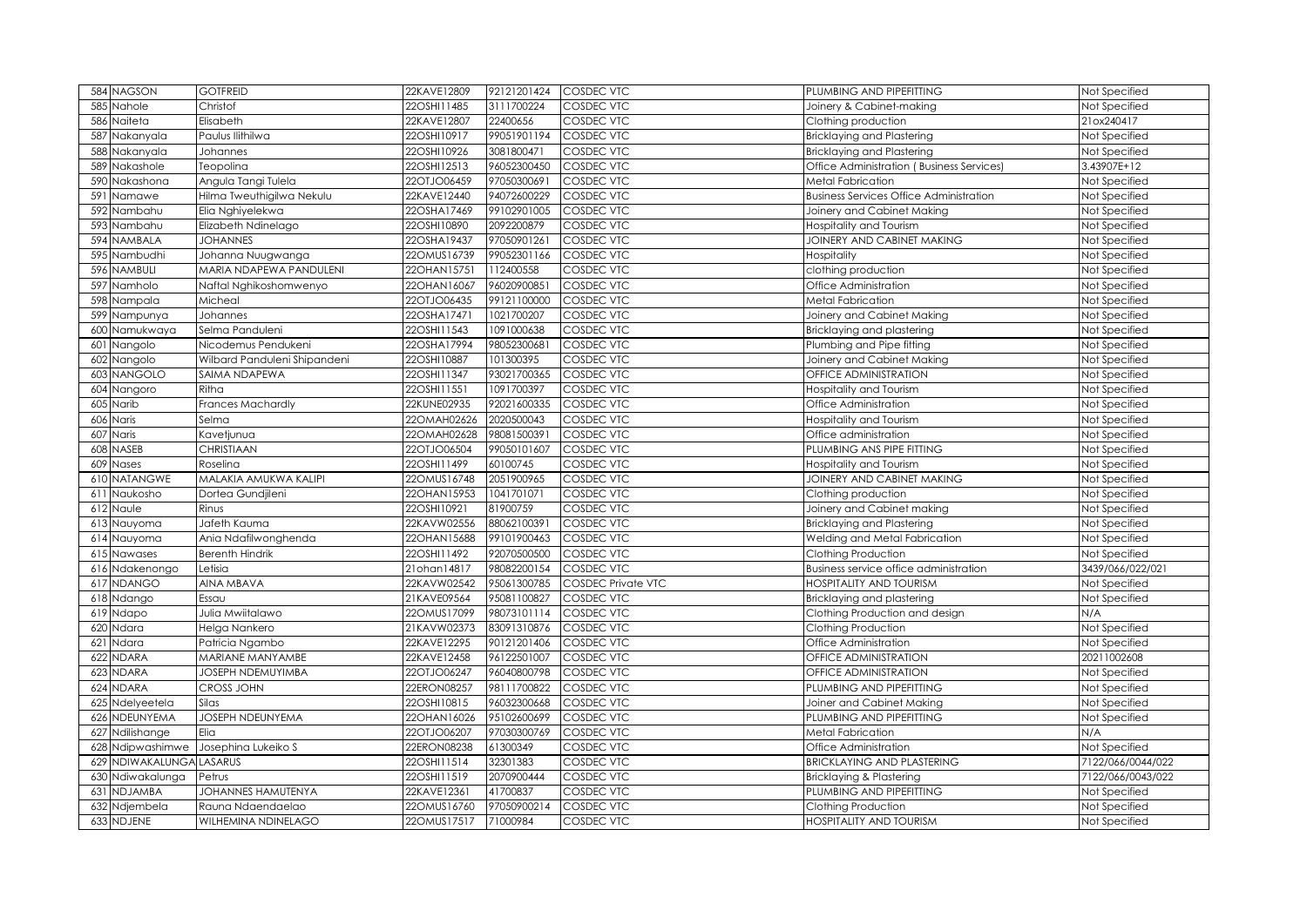| 584 | NAGSON | GOTFREID | 22KAVE12809 | 92121201424 | COSDEC VTC | PLUMBING AND PIPEFITTING | Not Specified |
|---|---|---|---|---|---|---|---|
| 585 | Nahole | Christof | 22OSHI11485 | 3111700224 | COSDEC VTC | Joinery & Cabinet-making | Not Specified |
| 586 | Naiteta | Elisabeth | 22KAVE12807 | 22400656 | COSDEC VTC | Clothing production | 21ox240417 |
| 587 | Nakanyala | Paulus Ilithilwa | 22OSHI10917 | 99051901194 | COSDEC VTC | Bricklaying and Plastering | Not Specified |
| 588 | Nakanyala | Johannes | 22OSHI10926 | 3081800471 | COSDEC VTC | Bricklaying and Plastering | Not Specified |
| 589 | Nakashole | Teopolina | 22OSHI12513 | 96052300450 | COSDEC VTC | Office Administration ( Business Services) | 3.43907E+12 |
| 590 | Nakashona | Angula Tangi Tulela | 22OTJO06459 | 97050300691 | COSDEC VTC | Metal Fabrication | Not Specified |
| 591 | Namawe | Hilma Tweuthigilwa Nekulu | 22KAVE12440 | 94072600229 | COSDEC VTC | Business Services Office Administration | Not Specified |
| 592 | Nambahu | Elia Nghiyelekwa | 22OSHA17469 | 99102901005 | COSDEC VTC | Joinery and Cabinet Making | Not Specified |
| 593 | Nambahu | Elizabeth Ndinelago | 22OSHI10890 | 2092200879 | COSDEC VTC | Hospitality and Tourism | Not Specified |
| 594 | NAMBALA | JOHANNES | 22OSHA19437 | 97050901261 | COSDEC VTC | JOINERY AND CABINET MAKING | Not Specified |
| 595 | Nambudhi | Johanna Nuugwanga | 22OMUS16739 | 99052301166 | COSDEC VTC | Hospitality | Not Specified |
| 596 | NAMBULI | MARIA NDAPEWA PANDULENI | 22OHAN15751 | 112400558 | COSDEC VTC | clothing production | Not Specified |
| 597 | Namholo | Naftal Nghikoshomwenyo | 22OHAN16067 | 96020900851 | COSDEC VTC | Office Administration | Not Specified |
| 598 | Nampala | Micheal | 22OTJO06435 | 99121100000 | COSDEC VTC | Metal Fabrication | Not Specified |
| 599 | Nampunya | Johannes | 22OSHA17471 | 1021700207 | COSDEC VTC | Joinery and Cabinet Making | Not Specified |
| 600 | Namukwaya | Selma Panduleni | 22OSHI11543 | 1091000638 | COSDEC VTC | Bricklaying and plastering | Not Specified |
| 601 | Nangolo | Nicodemus Pendukeni | 22OSHA17994 | 98052300681 | COSDEC VTC | Plumbing and Pipe fitting | Not Specified |
| 602 | Nangolo | Wilbard Panduleni Shipandeni | 22OSHI10887 | 101300395 | COSDEC VTC | Joinery and Cabinet Making | Not Specified |
| 603 | NANGOLO | SAIMA NDAPEWA | 22OSHI11347 | 93021700365 | COSDEC VTC | OFFICE ADMINISTRATION | Not Specified |
| 604 | Nangoro | Ritha | 22OSHI11551 | 1091700397 | COSDEC VTC | Hospitality and Tourism | Not Specified |
| 605 | Narib | Frances Machardly | 22KUNE02935 | 92021600335 | COSDEC VTC | Office Administration | Not Specified |
| 606 | Naris | Selma | 22OMAH02626 | 2020500043 | COSDEC VTC | Hospitality and Tourism | Not Specified |
| 607 | Naris | Kavetjunua | 22OMAH02628 | 98081500391 | COSDEC VTC | Office administration | Not Specified |
| 608 | NASEB | CHRISTIAAN | 22OTJO06504 | 99050101607 | COSDEC VTC | PLUMBING ANS PIPE FITTING | Not Specified |
| 609 | Nases | Roselina | 22OSHI11499 | 60100745 | COSDEC VTC | Hospitality and Tourism | Not Specified |
| 610 | NATANGWE | MALAKIA AMUKWA KALIPI | 22OMUS16748 | 2051900965 | COSDEC VTC | JOINERY AND CABINET MAKING | Not Specified |
| 611 | Naukosho | Dortea Gundjileni | 22OHAN15953 | 1041701071 | COSDEC VTC | Clothing production | Not Specified |
| 612 | Naule | Rinus | 22OSHI10921 | 81900759 | COSDEC VTC | Joinery and Cabinet making | Not Specified |
| 613 | Nauyoma | Jafeth Kauma | 22KAVW02556 | 88062100391 | COSDEC VTC | Bricklaying and Plastering | Not Specified |
| 614 | Nauyoma | Ania Ndafilwonghenda | 22OHAN15688 | 99101900463 | COSDEC VTC | Welding and Metal Fabrication | Not Specified |
| 615 | Nawases | Berenth Hindrik | 22OSHI11492 | 92070500500 | COSDEC VTC | Clothing Production | Not Specified |
| 616 | Ndakenongo | Letisia | 21ohan14817 | 98082200154 | COSDEC VTC | Business service office administration | 3439/066/022/021 |
| 617 | NDANGO | AINA MBAVA | 22KAVW02542 | 95061300785 | COSDEC Private VTC | HOSPITALITY AND TOURISM | Not Specified |
| 618 | Ndango | Essau | 21KAVE09564 | 95081100827 | COSDEC VTC | Bricklaying and plastering | Not Specified |
| 619 | Ndapo | Julia Mwiitalawo | 22OMUS17099 | 98073101114 | COSDEC VTC | Clothing Production and design | N/A |
| 620 | Ndara | Helga Nankero | 21KAVW02373 | 83091310876 | COSDEC VTC | Clothing Production | Not Specified |
| 621 | Ndara | Patricia Ngambo | 22KAVE12295 | 90121201406 | COSDEC VTC | Office Administration | Not Specified |
| 622 | NDARA | MARIANE MANYAMBE | 22KAVE12458 | 96122501007 | COSDEC VTC | OFFICE ADMINISTRATION | 20211002608 |
| 623 | NDARA | JOSEPH NDEMUYIMBA | 22OTJO06247 | 96040800798 | COSDEC VTC | OFFICE ADMINISTRATION | Not Specified |
| 624 | NDARA | CROSS JOHN | 22ERON08257 | 98111700822 | COSDEC VTC | PLUMBING AND PIPEFITTING | Not Specified |
| 625 | Ndelyeetela | Silas | 22OSHI10815 | 96032300668 | COSDEC VTC | Joiner and Cabinet Making | Not Specified |
| 626 | NDEUNYEMA | JOSEPH NDEUNYEMA | 22OHAN16026 | 95102600699 | COSDEC VTC | PLUMBING AND PIPEFITTING | Not Specified |
| 627 | Ndilishange | Elia | 22OTJO06207 | 97030300769 | COSDEC VTC | Metal Fabrication | N/A |
| 628 | Ndipwashimwe | Josephina Lukeiko S | 22ERON08238 | 61300349 | COSDEC VTC | Office Administration | Not Specified |
| 629 | NDIWAKALUNGA | LASARUS | 22OSHI11514 | 32301383 | COSDEC VTC | BRICKLAYING AND PLASTERING | 7122/066/0044/022 |
| 630 | Ndiwakalunga | Petrus | 22OSHI11519 | 2070900444 | COSDEC VTC | Bricklaying & Plastering | 7122/066/0043/022 |
| 631 | NDJAMBA | JOHANNES HAMUTENYA | 22KAVE12361 | 41700837 | COSDEC VTC | PLUMBING AND PIPEFITTING | Not Specified |
| 632 | Ndjembela | Rauna Ndaendaelao | 22OMUS16760 | 97050900214 | COSDEC VTC | Clothing Production | Not Specified |
| 633 | NDJENE | WILHEMINA NDINELAGO | 22OMUS17517 | 71000984 | COSDEC VTC | HOSPITALITY AND TOURISM | Not Specified |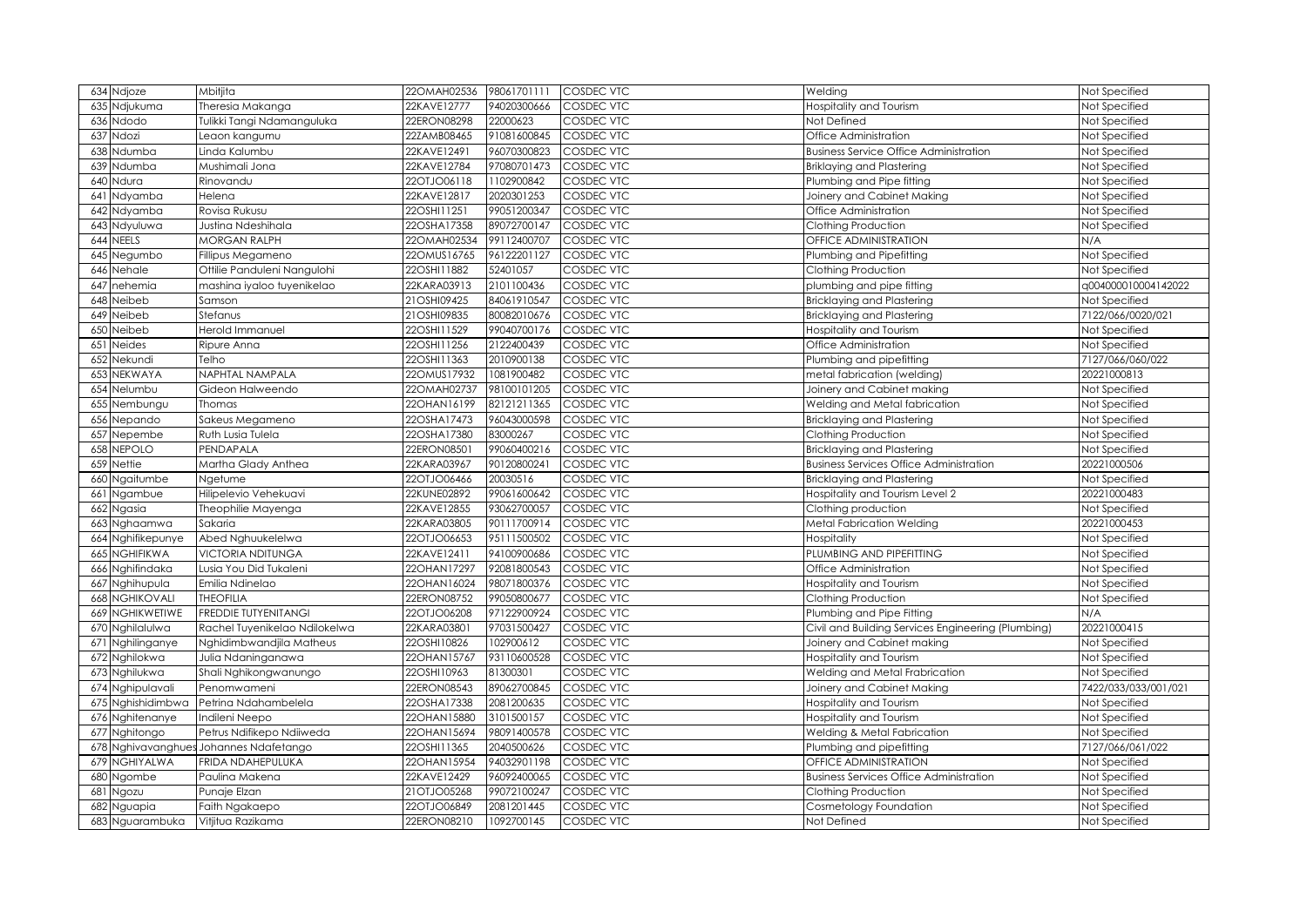| 634 | Ndjoze | Mbitjita | 22OMAH02536 | 98061701111 | COSDEC VTC | Welding | Not Specified |
|---|---|---|---|---|---|---|---|
| 635 | Ndjukuma | Theresia Makanga | 22KAVE12777 | 94020300666 | COSDEC VTC | Hospitality and Tourism | Not Specified |
| 636 | Ndodo | Tulikki Tangi Ndamanguluka | 22ERON08298 | 22000623 | COSDEC VTC | Not Defined | Not Specified |
| 637 | Ndozi | Leaon kangumu | 22ZAMB08465 | 91081600845 | COSDEC VTC | Office Administration | Not Specified |
| 638 | Ndumba | Linda Kalumbu | 22KAVE12491 | 96070300823 | COSDEC VTC | Business Service Office Administration | Not Specified |
| 639 | Ndumba | Mushimali Jona | 22KAVE12784 | 97080701473 | COSDEC VTC | Briklaying and Plastering | Not Specified |
| 640 | Ndura | Rinovandu | 22OTJO06118 | 1102900842 | COSDEC VTC | Plumbing and Pipe fitting | Not Specified |
| 641 | Ndyamba | Helena | 22KAVE12817 | 2020301253 | COSDEC VTC | Joinery and Cabinet Making | Not Specified |
| 642 | Ndyamba | Rovisa Rukusu | 22OSHI11251 | 99051200347 | COSDEC VTC | Office Administration | Not Specified |
| 643 | Ndyuluwa | Justina Ndeshihala | 22OSHA17358 | 89072700147 | COSDEC VTC | Clothing Production | Not Specified |
| 644 | NEELS | MORGAN RALPH | 22OMAH02534 | 99112400707 | COSDEC VTC | OFFICE ADMINISTRATION | N/A |
| 645 | Negumbo | Fillipus Megameno | 22OMUS16765 | 96122201127 | COSDEC VTC | Plumbing and Pipefitting | Not Specified |
| 646 | Nehale | Ottilie Panduleni Nangulohi | 22OSHI11882 | 52401057 | COSDEC VTC | Clothing Production | Not Specified |
| 647 | nehemia | mashina iyaloo tuyenikelao | 22KARA03913 | 2101100436 | COSDEC VTC | plumbing and pipe fitting | q004000010004142022 |
| 648 | Neibeb | Samson | 21OSHI09425 | 84061910547 | COSDEC VTC | Bricklaying and Plastering | Not Specified |
| 649 | Neibeb | Stefanus | 21OSHI09835 | 80082010676 | COSDEC VTC | Bricklaying and Plastering | 7122/066/0020/021 |
| 650 | Neibeb | Herold Immanuel | 22OSHI11529 | 99040700176 | COSDEC VTC | Hospitality and Tourism | Not Specified |
| 651 | Neides | Ripure Anna | 22OSHI11256 | 2122400439 | COSDEC VTC | Office Administration | Not Specified |
| 652 | Nekundi | Telho | 22OSHI11363 | 2010900138 | COSDEC VTC | Plumbing and pipefitting | 7127/066/060/022 |
| 653 | NEKWAYA | NAPHTAL NAMPALA | 22OMUS17932 | 1081900482 | COSDEC VTC | metal fabrication (welding) | 20221000813 |
| 654 | Nelumbu | Gideon Halweendo | 22OMAH02737 | 98100101205 | COSDEC VTC | Joinery and Cabinet making | Not Specified |
| 655 | Nembungu | Thomas | 22OHAN16199 | 82121211365 | COSDEC VTC | Welding and Metal fabrication | Not Specified |
| 656 | Nepando | Sakeus Megameno | 22OSHA17473 | 96043000598 | COSDEC VTC | Bricklaying and Plastering | Not Specified |
| 657 | Nepembe | Ruth Lusia Tulela | 22OSHA17380 | 83000267 | COSDEC VTC | Clothing Production | Not Specified |
| 658 | NEPOLO | PENDAPALA | 22ERON08501 | 99060400216 | COSDEC VTC | Bricklaying and Plastering | Not Specified |
| 659 | Nettie | Martha Glady Anthea | 22KARA03967 | 90120800241 | COSDEC VTC | Business Services Office Administration | 20221000506 |
| 660 | Ngaitumbe | Ngetume | 22OTJO06466 | 20030516 | COSDEC VTC | Bricklaying and Plastering | Not Specified |
| 661 | Ngambue | Hilipelevio Vehekuavi | 22KUNE02892 | 99061600642 | COSDEC VTC | Hospitality and Tourism Level 2 | 20221000483 |
| 662 | Ngasia | Theophilie Mayenga | 22KAVE12855 | 93062700057 | COSDEC VTC | Clothing production | Not Specified |
| 663 | Nghaamwa | Sakaria | 22KARA03805 | 90111700914 | COSDEC VTC | Metal Fabrication Welding | 20221000453 |
| 664 | Nghifikepunye | Abed Nghuukelelwa | 22OTJO06653 | 95111500502 | COSDEC VTC | Hospitality | Not Specified |
| 665 | NGHIFIKWA | VICTORIA NDITUNGA | 22KAVE12411 | 94100900686 | COSDEC VTC | PLUMBING AND PIPEFITTING | Not Specified |
| 666 | Nghifindaka | Lusia You Did Tukaleni | 22OHAN17297 | 92081800543 | COSDEC VTC | Office Administration | Not Specified |
| 667 | Nghihupula | Emilia Ndinelao | 22OHAN16024 | 98071800376 | COSDEC VTC | Hospitality and Tourism | Not Specified |
| 668 | NGHIKOVALI | THEOFILIA | 22ERON08752 | 99050800677 | COSDEC VTC | Clothing Production | Not Specified |
| 669 | NGHIKWETIWE | FREDDIE TUTYENITANGI | 22OTJO06208 | 97122900924 | COSDEC VTC | Plumbing and Pipe Fitting | N/A |
| 670 | Nghilalulwa | Rachel Tuyenikelao Ndilokelwa | 22KARA03801 | 97031500427 | COSDEC VTC | Civil and Building Services Engineering (Plumbing) | 20221000415 |
| 671 | Nghilinganye | Nghidimbwandjila Matheus | 22OSHI10826 | 102900612 | COSDEC VTC | Joinery and Cabinet making | Not Specified |
| 672 | Nghilokwa | Julia Ndaninganawa | 22OHAN15767 | 93110600528 | COSDEC VTC | Hospitality and Tourism | Not Specified |
| 673 | Nghilukwa | Shali Nghikongwanungo | 22OSHI10963 | 81300301 | COSDEC VTC | Welding and Metal Frabrication | Not Specified |
| 674 | Nghipulavali | Penomwameni | 22ERON08543 | 89062700845 | COSDEC VTC | Joinery and Cabinet Making | 7422/033/033/001/021 |
| 675 | Nghishidimbwa | Petrina Ndahambelela | 22OSHA17338 | 2081200635 | COSDEC VTC | Hospitality and Tourism | Not Specified |
| 676 | Nghitenanye | Indileni Neepo | 22OHAN15880 | 3101500157 | COSDEC VTC | Hospitality and Tourism | Not Specified |
| 677 | Nghitongo | Petrus Ndifikepo Ndiiweda | 22OHAN15694 | 98091400578 | COSDEC VTC | Welding & Metal Fabrication | Not Specified |
| 678 | Nghivavanghues | Johannes Ndafetango | 22OSHI11365 | 2040500626 | COSDEC VTC | Plumbing and pipefitting | 7127/066/061/022 |
| 679 | NGHIYALWA | FRIDA NDAHEPULUKA | 22OHAN15954 | 94032901198 | COSDEC VTC | OFFICE ADMINISTRATION | Not Specified |
| 680 | Ngombe | Paulina Makena | 22KAVE12429 | 96092400065 | COSDEC VTC | Business Services Office Administration | Not Specified |
| 681 | Ngozu | Punaje Elzan | 21OTJO05268 | 99072100247 | COSDEC VTC | Clothing Production | Not Specified |
| 682 | Nguapia | Faith Ngakaepo | 22OTJO06849 | 2081201445 | COSDEC VTC | Cosmetology Foundation | Not Specified |
| 683 | Nguarambuka | Vitjitua Razikama | 22ERON08210 | 1092700145 | COSDEC VTC | Not Defined | Not Specified |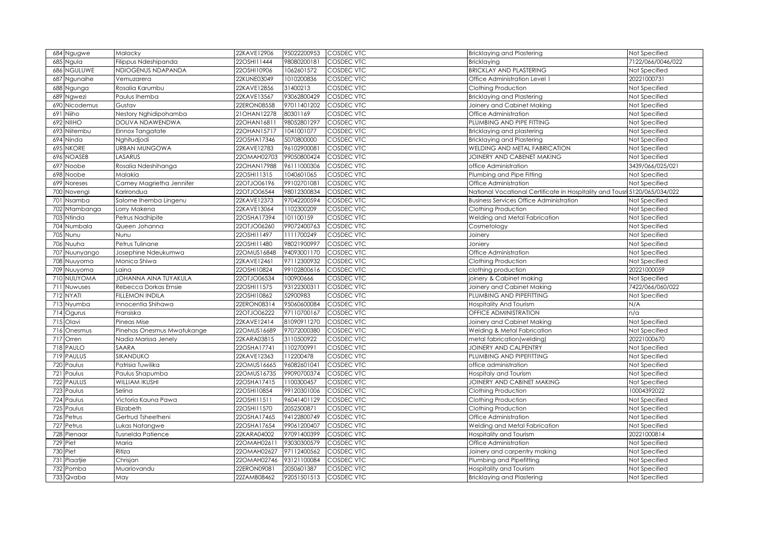| 684 | Ngugwe | Malacky | 22KAVE12906 | 95022200953 | COSDEC VTC | Bricklaying and Plastering | Not Specified |
|---|---|---|---|---|---|---|---|
| 685 | Ngula | Filippus Ndeshipanda | 22OSHI11444 | 98080200181 | COSDEC VTC | Bricklaying | 7122/066/0046/022 |
| 686 | NGULUWE | NDIOGENUS NDAPANDA | 22OSHI10906 | 1062601572 | COSDEC VTC | BRICKLAY AND PLASTERING | Not Specified |
| 687 | Ngunaihe | Vemuzarera | 22KUNE03049 | 1010200836 | COSDEC VTC | Office Administration Level 1 | 20221000731 |
| 688 | Ngunga | Rosalia Karumbu | 22KAVE12856 | 31400213 | COSDEC VTC | Clothing Production | Not Specified |
| 689 | Ngwezi | Paulus Ihemba | 22KAVE13567 | 93062800429 | COSDEC VTC | Bricklaying and Plastering | Not Specified |
| 690 | Nicodemus | Gustav | 22ERON08558 | 97011401202 | COSDEC VTC | Joinery and Cabinet Making | Not Specified |
| 691 | Niiho | Nestory Nghidipohamba | 21OHAN12278 | 80301169 | COSDEC VTC | Office Administration | Not Specified |
| 692 | NIIHO | DOLIVA NDAWENDWA | 22OHAN16811 | 98052801297 | COSDEC VTC | PLUMBING AND PIPE FITTING | Not Specified |
| 693 | Niitembu | Einnox Tangatate | 22OHAN15717 | 1041001077 | COSDEC VTC | Bricklaying and plastering | Not Specified |
| 694 | Ninda | Nghitudjodi | 22OSHA17346 | 5070800000 | COSDEC VTC | Bricklaying and Plastering | Not Specified |
| 695 | NKORE | URBAN MUNGOWA | 22KAVE12783 | 96102900081 | COSDEC VTC | WELDING AND METAL FABRICATION | Not Specified |
| 696 | NOASEB | LASARUS | 22OMAH02703 | 99050800424 | COSDEC VTC | JOINERY AND CABENET MAKING | Not Specified |
| 697 | Noobe | Rosalia Ndeshihanga | 22OHAN17988 | 96111000306 | COSDEC VTC | office Administration | 3439/066/025/021 |
| 698 | Noobe | Malakia | 22OSHI11315 | 1040601065 | COSDEC VTC | Plumbing and Pipe Fitting | Not Specified |
| 699 | Noreses | Camey Magrietha Jennifer | 22OTJO06196 | 99102701081 | COSDEC VTC | Office Administration | Not Specified |
| 700 | Novengi | Karirondua | 22OTJO06544 | 98012300834 | COSDEC VTC | National Vocational Certificate in Hospitality and Tousri | 5120/065/034/022 |
| 701 | Nsamba | Salome Ihemba Lingenu | 22KAVE12373 | 97042200594 | COSDEC VTC | Business Services Office Administration | Not Specified |
| 702 | Ntambanga | Lorry Makena | 22KAVE13064 | 1102300209 | COSDEC VTC | Clothing Production | Not Specified |
| 703 | Ntinda | Petrus Nadhipite | 22OSHA17394 | 101100159 | COSDEC VTC | Welding and Metal Fabrication | Not Specified |
| 704 | Numbala | Queen Johanna | 22OTJO06260 | 99072400763 | COSDEC VTC | Cosmetology | Not Specified |
| 705 | Nunu | Nunu | 22OSHI11497 | 1111700249 | COSDEC VTC | Joinery | Not Specified |
| 706 | Nuuha | Petrus Tulinane | 22OSHI11480 | 98021900997 | COSDEC VTC | Joniery | Not Specified |
| 707 | Nuunyango | Josephine Ndeukumwa | 22OMUS16848 | 94093001170 | COSDEC VTC | Office Administration | Not Specified |
| 708 | Nuuyoma | Monica Shiwa | 22KAVE12461 | 97112300932 | COSDEC VTC | Clothing Production | Not Specified |
| 709 | Nuuyoma | Laina | 22OSHI10824 | 99102800616 | COSDEC VTC | clothing production | 20221000059 |
| 710 | NUUYOMA | JOHANNA AINA TUYAKULA | 22OTJO06534 | 100900666 | COSDEC VTC | joinery & Cabinet making | Not Specified |
| 711 | Nuwuses | Rebecca Dorkas Ernsie | 22OSHI11575 | 93122300311 | COSDEC VTC | Joinery and Cabinet Making | 7422/066/060/022 |
| 712 | NYATI | FILLEMON INDILA | 22OSHI10862 | 52900983 | COSDEC VTC | PLUMBING AND PIPEFITTING | Not Specified |
| 713 | Nyumba | Innocentia Shihawa | 22ERON08314 | 95060600084 | COSDEC VTC | Hospitality And Tourism | N/A |
| 714 | Ogurus | Fransiska | 22OTJO06222 | 97110700167 | COSDEC VTC | OFFICE ADMINISTRATION | n/a |
| 715 | Olavi | Pineas Mise | 22KAVE12414 | 81090911270 | COSDEC VTC | Joinery and Cabinet Making | Not Specified |
| 716 | Onesmus | Pinehas Onesmus Mwatukange | 22OMUS16689 | 97072000380 | COSDEC VTC | Welding & Metal Fabrication | Not Specified |
| 717 | Orren | Nadia Marissa Jenely | 22KARA03815 | 3110500922 | COSDEC VTC | metal fabrication(welding) | 20221000670 |
| 718 | PAULO | SAARA | 22OSHA17741 | 1102700991 | COSDEC VTC | JOINERY AND CALPENTRY | Not Specified |
| 719 | PAULUS | SIKANDUKO | 22KAVE12363 | 112200478 | COSDEC VTC | PLUMBING AND PIPEFITTING | Not Specified |
| 720 | Paulus | Patrisia Tuwilika | 22OMUS16665 | 96082601041 | COSDEC VTC | office administration | Not Specified |
| 721 | Paulus | Paulus Shapumba | 22OMUS16735 | 99090700374 | COSDEC VTC | Hospitaly and Tourism | Not Specified |
| 722 | PAULUS | WILLIAM IKUSHI | 22OSHA17415 | 1100300457 | COSDEC VTC | JOINERY AND CABINET MAKING | Not Specified |
| 723 | Paulus | Selina | 22OSHI10854 | 99120301006 | COSDEC VTC | Clothing Production | 10004392022 |
| 724 | Paulus | Victoria Kauna Pawa | 22OSHI11511 | 96041401129 | COSDEC VTC | Clothing Production | Not Specified |
| 725 | Paulus | Elizabeth | 22OSHI11570 | 2052500871 | COSDEC VTC | Clothing Production | Not Specified |
| 726 | Petrus | Gertrud Tsheetheni | 22OSHA17465 | 94122800749 | COSDEC VTC | Office Administration | Not Specified |
| 727 | Petrus | Lukas Natangwe | 22OSHA17654 | 99061200407 | COSDEC VTC | Welding and Metal Fabrication | Not Specified |
| 728 | Pienaar | Tusnelda Patience | 22KARA04002 | 97091400399 | COSDEC VTC | Hospitality and Tourism | 20221000814 |
| 729 | Piet | Maria | 22OMAH02611 | 93030300579 | COSDEC VTC | Office Administration | Not Specified |
| 730 | Piet | Ritiza | 22OMAH02627 | 97112400562 | COSDEC VTC | Joinery and carpentry making | Not Specified |
| 731 | Plaatjie | Chrisjan | 22OMAH02746 | 93121100084 | COSDEC VTC | Plumbing and Pipefitting | Not Specified |
| 732 | Pomba | Muariovandu | 22ERON09081 | 2050601387 | COSDEC VTC | Hospitality and Tourism | Not Specified |
| 733 | Qvaba | May | 22ZAMB08462 | 92051501513 | COSDEC VTC | Bricklaying and Plastering | Not Specified |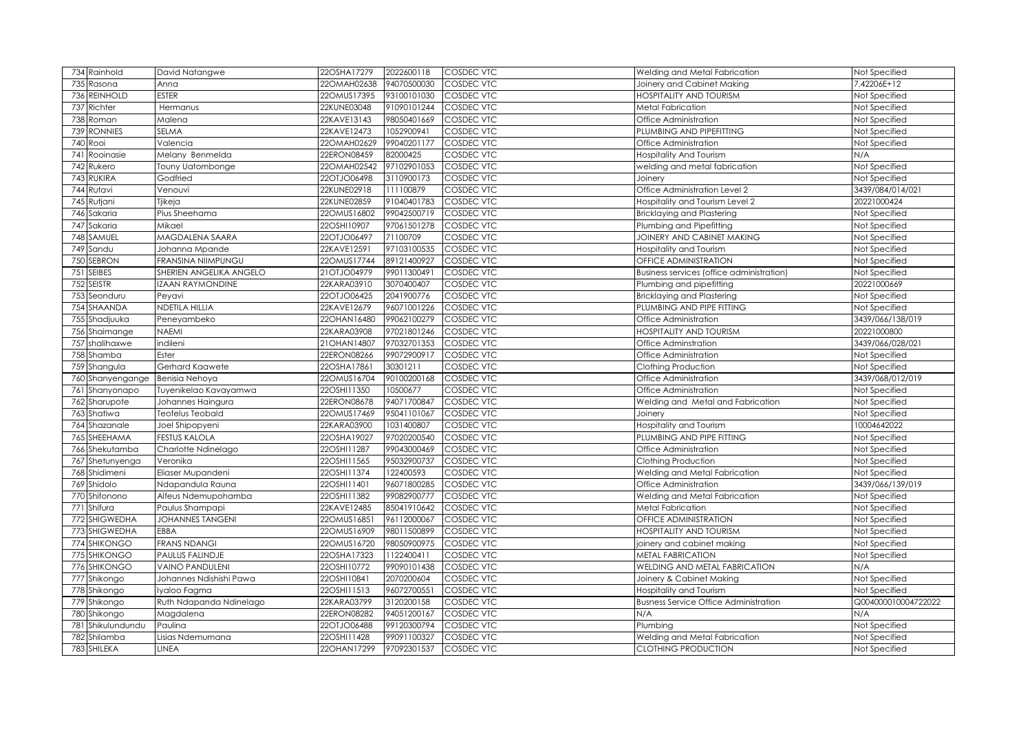| 734 | Rainhold | David Natangwe | 22OSHA17279 | 2022600118 | COSDEC VTC | Welding and Metal Fabrication | Not Specified |
|---|---|---|---|---|---|---|---|
| 735 | Rasona | Anna | 22OMAH02638 | 94070500030 | COSDEC VTC | Joinery and Cabinet Making | 7.42206E+12 |
| 736 | REINHOLD | ESTER | 22OMUS17395 | 93100101030 | COSDEC VTC | HOSPITALITY AND TOURISM | Not Specified |
| 737 | Richter | Hermanus | 22KUNE03048 | 91090101244 | COSDEC VTC | Metal Fabrication | Not Specified |
| 738 | Roman | Malena | 22KAVE13143 | 98050401669 | COSDEC VTC | Office Administration | Not Specified |
| 739 | RONNIES | SELMA | 22KAVE12473 | 1052900941 | COSDEC VTC | PLUMBING AND PIPEFITTING | Not Specified |
| 740 | Rooi | Valencia | 22OMAH02629 | 99040201177 | COSDEC VTC | Office Administration | Not Specified |
| 741 | Rooinasie | Melany Benmelda | 22ERON08459 | 82000425 | COSDEC VTC | Hospitality And Tourism | N/A |
| 742 | Rukero | Touny Uatombonge | 22OMAH02542 | 97102901053 | COSDEC VTC | welding and metal fabrication | Not Specified |
| 743 | RUKIRA | Godfried | 22OTJO06498 | 3110900173 | COSDEC VTC | Joinery | Not Specified |
| 744 | Rutavi | Venouvi | 22KUNE02918 | 111100879 | COSDEC VTC | Office Administration Level 2 | 3439/084/014/021 |
| 745 | Rutjani | Tjikeja | 22KUNE02859 | 91040401783 | COSDEC VTC | Hospitality and Tourism Level 2 | 20221000424 |
| 746 | Sakaria | Pius Sheehama | 22OMUS16802 | 99042500719 | COSDEC VTC | Bricklaying and Plastering | Not Specified |
| 747 | Sakaria | Mikael | 22OSHI10907 | 97061501278 | COSDEC VTC | Plumbing and Pipefitting | Not Specified |
| 748 | SAMUEL | MAGDALENA SAARA | 22OTJO06497 | 71100709 | COSDEC VTC | JOINERY AND CABINET MAKING | Not Specified |
| 749 | Sandu | Johanna Mpande | 22KAVE12591 | 97103100535 | COSDEC VTC | Hospitality and Tourism | Not Specified |
| 750 | SEBRON | FRANSINA NIIMPUNGU | 22OMUS17744 | 89121400927 | COSDEC VTC | OFFICE ADMINISTRATION | Not Specified |
| 751 | SEIBES | SHERIEN ANGELIKA ANGELO | 21OTJO04979 | 99011300491 | COSDEC VTC | Business services (office administration) | Not Specified |
| 752 | SEISTR | IZAAN RAYMONDINE | 22KARA03910 | 3070400407 | COSDEC VTC | Plumbing and pipefitting | 20221000669 |
| 753 | Seonduru | Peyavi | 22OTJO06425 | 2041900776 | COSDEC VTC | Bricklaying and Plastering | Not Specified |
| 754 | SHAANDA | NDETILA HILLIA | 22KAVE12679 | 96071001226 | COSDEC VTC | PLUMBING AND PIPE FITTING | Not Specified |
| 755 | Shadjuuka | Peneyambeko | 22OHAN16480 | 99062100279 | COSDEC VTC | Office Administration | 3439/066/138/019 |
| 756 | Shaimange | NAEMI | 22KARA03908 | 97021801246 | COSDEC VTC | HOSPITALITY AND TOURISM | 20221000800 |
| 757 | shalihaxwe | indileni | 21OHAN14807 | 97032701353 | COSDEC VTC | Office Adminstration | 3439/066/028/021 |
| 758 | Shamba | Ester | 22ERON08266 | 99072900917 | COSDEC VTC | Office Administration | Not Specified |
| 759 | Shangula | Gerhard Kaawete | 22OSHA17861 | 30301211 | COSDEC VTC | Clothing Production | Not Specified |
| 760 | Shanyengange | Benisia Nehoya | 22OMUS16704 | 90100200168 | COSDEC VTC | Office Administration | 3439/068/012/019 |
| 761 | Shanyonapo | Tuyenikelao Kavayamwa | 22OSHI11350 | 10500677 | COSDEC VTC | Office Administration | Not Specified |
| 762 | Sharupote | Johannes Haingura | 22ERON08678 | 94071700847 | COSDEC VTC | Welding and Metal and Fabrication | Not Specified |
| 763 | Shatiwa | Teofelus Teobald | 22OMUS17469 | 95041101067 | COSDEC VTC | Joinery | Not Specified |
| 764 | Shazanale | Joel Shipopyeni | 22KARA03900 | 1031400807 | COSDEC VTC | Hospitality and Tourism | 10004642022 |
| 765 | SHEEHAMA | FESTUS KALOLA | 22OSHA19027 | 97020200540 | COSDEC VTC | PLUMBING AND PIPE FITTING | Not Specified |
| 766 | Shekutamba | Charlotte Ndinelago | 22OSHI11287 | 99043000469 | COSDEC VTC | Office Administration | Not Specified |
| 767 | Shetunyenga | Veronika | 22OSHI11565 | 95032900737 | COSDEC VTC | Clothing Production | Not Specified |
| 768 | Shidimeni | Eliaser Mupandeni | 22OSHI11374 | 122400593 | COSDEC VTC | Welding and Metal Fabrication | Not Specified |
| 769 | Shidolo | Ndapandula Rauna | 22OSHI11401 | 96071800285 | COSDEC VTC | Office Administration | 3439/066/139/019 |
| 770 | Shifonono | Alfeus Ndemupohamba | 22OSHI11382 | 99082900777 | COSDEC VTC | Welding and Metal Fabrication | Not Specified |
| 771 | Shifura | Paulus Shampapi | 22KAVE12485 | 85041910642 | COSDEC VTC | Metal Fabrication | Not Specified |
| 772 | SHIGWEDHA | JOHANNES TANGENI | 22OMUS16851 | 96112000067 | COSDEC VTC | OFFICE ADMINISTRATION | Not Specified |
| 773 | SHIGWEDHA | EBBA | 22OMUS16909 | 98011500899 | COSDEC VTC | HOSPITALITY AND TOURISM | Not Specified |
| 774 | SHIKONGO | FRANS NDANGI | 22OMUS16720 | 98050900975 | COSDEC VTC | joinery and cabinet making | Not Specified |
| 775 | SHIKONGO | PAULUS FALINDJE | 22OSHA17323 | 1122400411 | COSDEC VTC | METAL FABRICATION | Not Specified |
| 776 | SHIKONGO | VAINO PANDULENI | 22OSHI10772 | 99090101438 | COSDEC VTC | WELDING AND METAL FABRICATION | N/A |
| 777 | Shikongo | Johannes Ndishishi Pawa | 22OSHI10841 | 2070200604 | COSDEC VTC | Joinery & Cabinet Making | Not Specified |
| 778 | Shikongo | Iyaloo Fagma | 22OSHI11513 | 96072700551 | COSDEC VTC | Hospitality and Tourism | Not Specified |
| 779 | Shikongo | Ruth Ndapanda Ndinelago | 22KARA03799 | 3120200158 | COSDEC VTC | Busness Service Office Administration | Q004000010004722022 |
| 780 | Shikongo | Magdalena | 22ERON08282 | 94051200167 | COSDEC VTC | N/A | N/A |
| 781 | Shikulundundu | Paulina | 22OTJO06488 | 99120300794 | COSDEC VTC | Plumbing | Not Specified |
| 782 | Shilamba | Lisias Ndemumana | 22OSHI11428 | 99091100327 | COSDEC VTC | Welding and Metal Fabrication | Not Specified |
| 783 | SHILEKA | LINEA | 22OHAN17299 | 97092301537 | COSDEC VTC | CLOTHING PRODUCTION | Not Specified |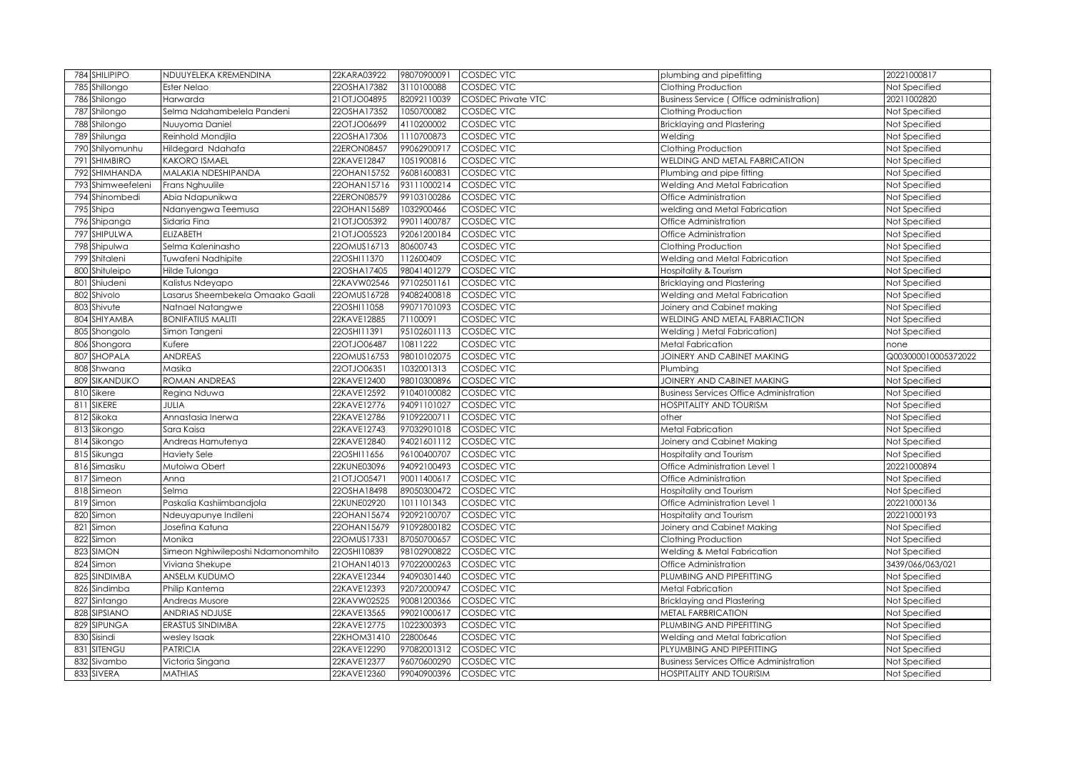| 784 | SHILIPIPO | NDUUYELEKA KREMENDINA | 22KARA03922 | 98070900091 | COSDEC VTC | plumbing and pipefitting | 20221000817 |
|---|---|---|---|---|---|---|---|
| 785 | Shillongo | Ester Nelao | 22OSHA17382 | 3110100088 | COSDEC VTC | Clothing Production | Not Specified |
| 786 | Shilongo | Harwarda | 21OTJO04895 | 82092110039 | COSDEC Private VTC | Business Service ( Office administration) | 20211002820 |
| 787 | Shilongo | Selma Ndahambelela Pandeni | 22OSHA17352 | 1050700082 | COSDEC VTC | Clothing Production | Not Specified |
| 788 | Shilongo | Nuuyoma Daniel | 22OTJO06699 | 4110200002 | COSDEC VTC | Bricklaying and Plastering | Not Specified |
| 789 | Shilunga | Reinhold Mondjila | 22OSHA17306 | 1110700873 | COSDEC VTC | Welding | Not Specified |
| 790 | Shilyomunhu | Hildegard Ndahafa | 22ERON08457 | 99062900917 | COSDEC VTC | Clothing Production | Not Specified |
| 791 | SHIMBIRO | KAKORO ISMAEL | 22KAVE12847 | 1051900816 | COSDEC VTC | WELDING AND METAL FABRICATION | Not Specified |
| 792 | SHIMHANDA | MALAKIA NDESHIPANDA | 22OHAN15752 | 96081600831 | COSDEC VTC | Plumbing and pipe fitting | Not Specified |
| 793 | Shimweefeleni | Frans Nghuulile | 22OHAN15716 | 93111000214 | COSDEC VTC | Welding And Metal Fabrication | Not Specified |
| 794 | Shinombedi | Abia Ndapunikwa | 22ERON08579 | 99103100286 | COSDEC VTC | Office Administration | Not Specified |
| 795 | Shipa | Ndanyengwa Teemusa | 22OHAN15689 | 1032900466 | COSDEC VTC | welding and Metal Fabrication | Not Specified |
| 796 | Shipanga | Sidaria Fina | 21OTJO05392 | 99011400787 | COSDEC VTC | Office Administration | Not Specified |
| 797 | SHIPULWA | ELIZABETH | 21OTJO05523 | 92061200184 | COSDEC VTC | Office Administration | Not Specified |
| 798 | Shipulwa | Selma Kaleninasho | 22OMUS16713 | 80600743 | COSDEC VTC | Clothing Production | Not Specified |
| 799 | Shitaleni | Tuwafeni Nadhipite | 22OSHI11370 | 112600409 | COSDEC VTC | Welding and Metal Fabrication | Not Specified |
| 800 | Shituleipo | Hilde Tulonga | 22OSHA17405 | 98041401279 | COSDEC VTC | Hospitality & Tourism | Not Specified |
| 801 | Shiudeni | Kalistus Ndeyapo | 22KAVW02546 | 97102501161 | COSDEC VTC | Bricklaying and Plastering | Not Specified |
| 802 | Shivolo | Lasarus Sheembekela Omaako Gaali | 22OMUS16728 | 94082400818 | COSDEC VTC | Welding and Metal Fabrication | Not Specified |
| 803 | Shivute | Natnael Natangwe | 22OSHI11058 | 99071701093 | COSDEC VTC | Joinery and Cabinet making | Not Specified |
| 804 | SHIYAMBA | BONIFATIUS MALITI | 22KAVE12885 | 71100091 | COSDEC VTC | WELDING AND METAL FABRIACTION | Not Specified |
| 805 | Shongolo | Simon Tangeni | 22OSHI11391 | 95102601113 | COSDEC VTC | Welding ) Metal Fabrication) | Not Specified |
| 806 | Shongora | Kufere | 22OTJO06487 | 10811222 | COSDEC VTC | Metal Fabrication | none |
| 807 | SHOPALA | ANDREAS | 22OMUS16753 | 98010102075 | COSDEC VTC | JOINERY AND CABINET MAKING | Q003000010005372022 |
| 808 | Shwana | Masika | 22OTJO06351 | 1032001313 | COSDEC VTC | Plumbing | Not Specified |
| 809 | SIKANDUKO | ROMAN ANDREAS | 22KAVE12400 | 98010300896 | COSDEC VTC | JOINERY AND CABINET MAKING | Not Specified |
| 810 | Sikere | Regina Nduwa | 22KAVE12592 | 91040100082 | COSDEC VTC | Business Services Office Administration | Not Specified |
| 811 | SIKERE | JULIA | 22KAVE12776 | 94091101027 | COSDEC VTC | HOSPITALITY AND TOURISM | Not Specified |
| 812 | Sikoka | Annastasia Inerwa | 22KAVE12786 | 91092200711 | COSDEC VTC | other | Not Specified |
| 813 | Sikongo | Sara Kaisa | 22KAVE12743 | 97032901018 | COSDEC VTC | Metal Fabrication | Not Specified |
| 814 | Sikongo | Andreas Hamutenya | 22KAVE12840 | 94021601112 | COSDEC VTC | Joinery and Cabinet Making | Not Specified |
| 815 | Sikunga | Haviety Sele | 22OSHI11656 | 96100400707 | COSDEC VTC | Hospitality and Tourism | Not Specified |
| 816 | Simasiku | Mutoiwa Obert | 22KUNE03096 | 94092100493 | COSDEC VTC | Office Administration Level 1 | 20221000894 |
| 817 | Simeon | Anna | 21OTJO05471 | 90011400617 | COSDEC VTC | Office Administration | Not Specified |
| 818 | Simeon | Selma | 22OSHA18498 | 89050300472 | COSDEC VTC | Hospitality and Tourism | Not Specified |
| 819 | Simon | Paskalia Kashiimbandjola | 22KUNE02920 | 1011101343 | COSDEC VTC | Office Administration Level 1 | 20221000136 |
| 820 | Simon | Ndeuyapunye Indileni | 22OHAN15674 | 92092100707 | COSDEC VTC | Hospitality and Tourism | 20221000193 |
| 821 | Simon | Josefina Katuna | 22OHAN15679 | 91092800182 | COSDEC VTC | Joinery and Cabinet Making | Not Specified |
| 822 | Simon | Monika | 22OMUS17331 | 87050700657 | COSDEC VTC | Clothing Production | Not Specified |
| 823 | SIMON | Simeon Nghiwileposhi Ndamonomhito | 22OSHI10839 | 98102900822 | COSDEC VTC | Welding & Metal Fabrication | Not Specified |
| 824 | Simon | Viviana Shekupe | 21OHAN14013 | 97022000263 | COSDEC VTC | Office Administration | 3439/066/063/021 |
| 825 | SINDIMBA | ANSELM KUDUMO | 22KAVE12344 | 94090301440 | COSDEC VTC | PLUMBING AND PIPEFITTING | Not Specified |
| 826 | Sindimba | Philip Kantema | 22KAVE12393 | 92072000947 | COSDEC VTC | Metal Fabrication | Not Specified |
| 827 | Sintango | Andreas Musore | 22KAVW02525 | 90081200366 | COSDEC VTC | Bricklaying and Plastering | Not Specified |
| 828 | SIPSIANO | ANDRIAS NDJUSE | 22KAVE13565 | 99021000617 | COSDEC VTC | METAL FARBRICATION | Not Specified |
| 829 | SIPUNGA | ERASTUS SINDIMBA | 22KAVE12775 | 1022300393 | COSDEC VTC | PLUMBING AND PIPEFITTING | Not Specified |
| 830 | Sisindi | wesley Isaak | 22KHOM31410 | 22800646 | COSDEC VTC | Welding and Metal fabrication | Not Specified |
| 831 | SITENGU | PATRICIA | 22KAVE12290 | 97082001312 | COSDEC VTC | PLYUMBING AND PIPEFITTING | Not Specified |
| 832 | Sivambo | Victoria Singana | 22KAVE12377 | 96070600290 | COSDEC VTC | Business Services Office Administration | Not Specified |
| 833 | SIVERA | MATHIAS | 22KAVE12360 | 99040900396 | COSDEC VTC | HOSPITALITY AND TOURISIM | Not Specified |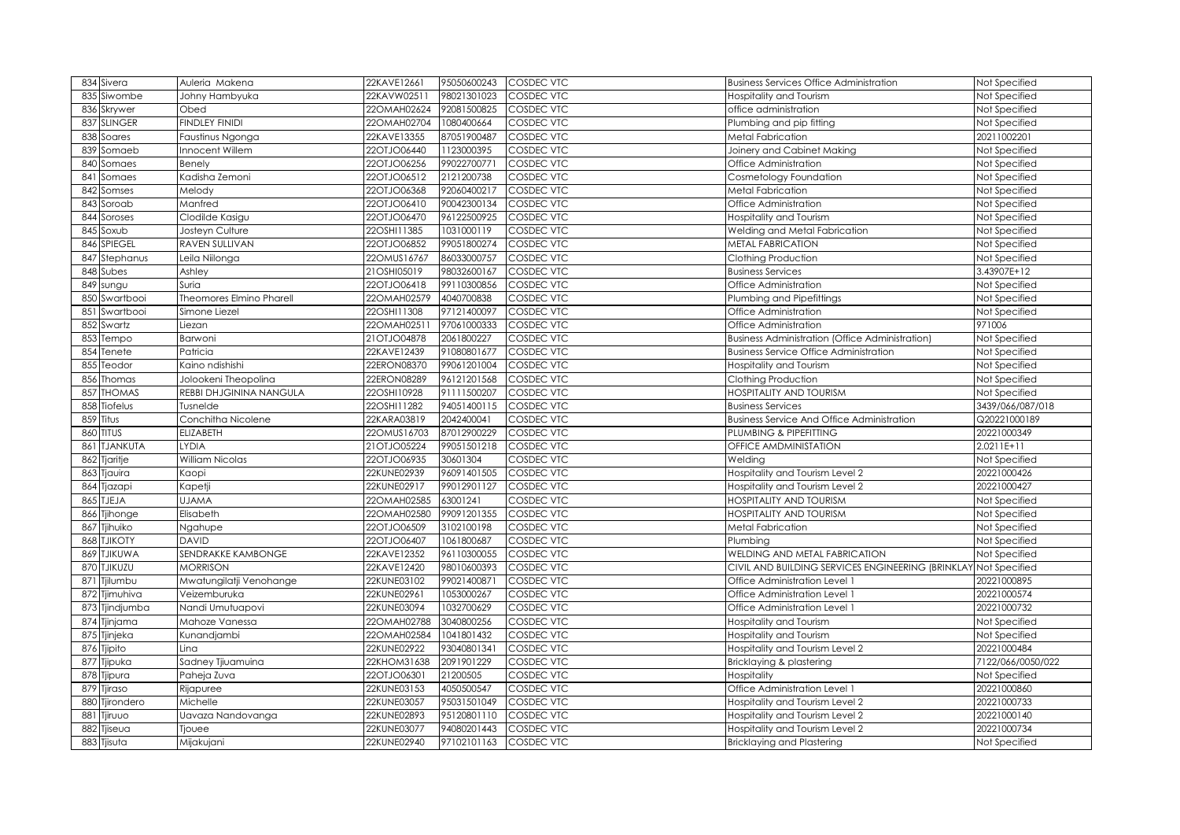| | | | | | | |
|---|---|---|---|---|---|---|
| 834 | Sivera | Auleria Makena | 22KAVE12661 | 95050600243 | COSDEC VTC | Business Services Office Administration | Not Specified |
| 835 | Siwombe | Johny Hambyuka | 22KAVW02511 | 98021301023 | COSDEC VTC | Hospitality and Tourism | Not Specified |
| 836 | Skrywer | Obed | 22OMAH02624 | 92081500825 | COSDEC VTC | office administration | Not Specified |
| 837 | SLINGER | FINDLEY FINIDI | 22OMAH02704 | 1080400664 | COSDEC VTC | Plumbing and pip fitting | Not Specified |
| 838 | Soares | Faustinus Ngonga | 22KAVE13355 | 87051900487 | COSDEC VTC | Metal Fabrication | 20211002201 |
| 839 | Somaeb | Innocent Willem | 22OTJO06440 | 1123000395 | COSDEC VTC | Joinery and Cabinet Making | Not Specified |
| 840 | Somaes | Benely | 22OTJO06256 | 99022700771 | COSDEC VTC | Office Administration | Not Specified |
| 841 | Somaes | Kadisha Zemoni | 22OTJO06512 | 2121200738 | COSDEC VTC | Cosmetology Foundation | Not Specified |
| 842 | Somses | Melody | 22OTJO06368 | 92060400217 | COSDEC VTC | Metal Fabrication | Not Specified |
| 843 | Soroab | Manfred | 22OTJO06410 | 90042300134 | COSDEC VTC | Office Administration | Not Specified |
| 844 | Soroses | Clodilde Kasigu | 22OTJO06470 | 96122500925 | COSDEC VTC | Hospitality and Tourism | Not Specified |
| 845 | Soxub | Josteyn Culture | 22OSHI11385 | 1031000119 | COSDEC VTC | Welding and Metal Fabrication | Not Specified |
| 846 | SPIEGEL | RAVEN SULLIVAN | 22OTJO06852 | 99051800274 | COSDEC VTC | METAL FABRICATION | Not Specified |
| 847 | Stephanus | Leila Niilonga | 22OMUS16767 | 86033000757 | COSDEC VTC | Clothing Production | Not Specified |
| 848 | Subes | Ashley | 21OSHI05019 | 98032600167 | COSDEC VTC | Business Services | 3.43907E+12 |
| 849 | sungu | Suria | 22OTJO06418 | 99110300856 | COSDEC VTC | Office Administration | Not Specified |
| 850 | Swartbooi | Theomores Elmino Pharell | 22OMAH02579 | 4040700838 | COSDEC VTC | Plumbing and Pipefittings | Not Specified |
| 851 | Swartbooi | Simone Liezel | 22OSHI11308 | 97121400097 | COSDEC VTC | Office Administration | Not Specified |
| 852 | Swartz | Liezan | 22OMAH02511 | 97061000333 | COSDEC VTC | Office Administration | 971006 |
| 853 | Tempo | Barwoni | 21OTJO04878 | 2061800227 | COSDEC VTC | Business Administration (Office Administration) | Not Specified |
| 854 | Tenete | Patricia | 22KAVE12439 | 91080801677 | COSDEC VTC | Business Service Office Administration | Not Specified |
| 855 | Teodor | Kaino ndishishi | 22ERON08370 | 99061201004 | COSDEC VTC | Hospitality and Tourism | Not Specified |
| 856 | Thomas | Jolookeni Theopolina | 22ERON08289 | 96121201568 | COSDEC VTC | Clothing Production | Not Specified |
| 857 | THOMAS | REBBI DHJGININA NANGULA | 22OSHI10928 | 91111500207 | COSDEC VTC | HOSPITALITY AND TOURISM | Not Specified |
| 858 | Tiofelus | Tusnelde | 22OSHI11282 | 94051400115 | COSDEC VTC | Business Services | 3439/066/087/018 |
| 859 | Titus | Conchitha Nicolene | 22KARA03819 | 2042400041 | COSDEC VTC | Business Service And Office Administration | Q20221000189 |
| 860 | TITUS | ELIZABETH | 22OMUS16703 | 87012900229 | COSDEC VTC | PLUMBING & PIPEFITTING | 20221000349 |
| 861 | TJANKUTA | LYDIA | 21OTJO05224 | 99051501218 | COSDEC VTC | OFFICE AMDMINISTATION | 2.0211E+11 |
| 862 | Tjaritje | William Nicolas | 22OTJO06935 | 30601304 | COSDEC VTC | Welding | Not Specified |
| 863 | Tjauira | Kaopi | 22KUNE02939 | 96091401505 | COSDEC VTC | Hospitality and Tourism Level 2 | 20221000426 |
| 864 | Tjazapi | Kapetji | 22KUNE02917 | 99012901127 | COSDEC VTC | Hospitality and Tourism Level 2 | 20221000427 |
| 865 | TJEJA | UJAMA | 22OMAH02585 | 63001241 | COSDEC VTC | HOSPITALITY AND TOURISM | Not Specified |
| 866 | Tjihonge | Elisabeth | 22OMAH02580 | 99091201355 | COSDEC VTC | HOSPITALITY AND TOURISM | Not Specified |
| 867 | Tjihuiko | Ngahupe | 22OTJO06509 | 3102100198 | COSDEC VTC | Metal Fabrication | Not Specified |
| 868 | TJIKOTY | DAVID | 22OTJO06407 | 1061800687 | COSDEC VTC | Plumbing | Not Specified |
| 869 | TJIKUWA | SENDRAKKE KAMBONGE | 22KAVE12352 | 96110300055 | COSDEC VTC | WELDING AND METAL FABRICATION | Not Specified |
| 870 | TJIKUZU | MORRISON | 22KAVE12420 | 98010600393 | COSDEC VTC | CIVIL AND BUILDING SERVICES ENGINEERING (BRINKLAY | Not Specified |
| 871 | Tjilumbu | Mwatungilatji Venohange | 22KUNE03102 | 99021400871 | COSDEC VTC | Office Administration Level 1 | 20221000895 |
| 872 | Tjimuhiva | Veizemburuka | 22KUNE02961 | 1053000267 | COSDEC VTC | Office Administration Level 1 | 20221000574 |
| 873 | Tjindjumba | Nandi Umutuapovi | 22KUNE03094 | 1032700629 | COSDEC VTC | Office Administration Level 1 | 20221000732 |
| 874 | Tjinjama | Mahoze Vanessa | 22OMAH02788 | 3040800256 | COSDEC VTC | Hospitality and Tourism | Not Specified |
| 875 | Tjinjeka | Kunandjambi | 22OMAH02584 | 1041801432 | COSDEC VTC | Hospitality and Tourism | Not Specified |
| 876 | Tjipito | Lina | 22KUNE02922 | 93040801341 | COSDEC VTC | Hospitality and Tourism Level 2 | 20221000484 |
| 877 | Tjipuka | Sadney Tjiuamuina | 22KHOM31638 | 2091901229 | COSDEC VTC | Bricklaying & plastering | 7122/066/0050/022 |
| 878 | Tjipura | Paheja Zuva | 22OTJO06301 | 21200505 | COSDEC VTC | Hospitality | Not Specified |
| 879 | Tjiraso | Rijapuree | 22KUNE03153 | 4050500547 | COSDEC VTC | Office Administration Level 1 | 20221000860 |
| 880 | Tjirondero | Michelle | 22KUNE03057 | 95031501049 | COSDEC VTC | Hospitality and Tourism Level 2 | 20221000733 |
| 881 | Tjiruuo | Uavaza Nandovanga | 22KUNE02893 | 95120801110 | COSDEC VTC | Hospitality and Tourism Level 2 | 20221000140 |
| 882 | Tjiseua | Tjouee | 22KUNE03077 | 94080201443 | COSDEC VTC | Hospitality and Tourism Level 2 | 20221000734 |
| 883 | Tjisuta | Mijakujani | 22KUNE02940 | 97102101163 | COSDEC VTC | Bricklaying and Plastering | Not Specified |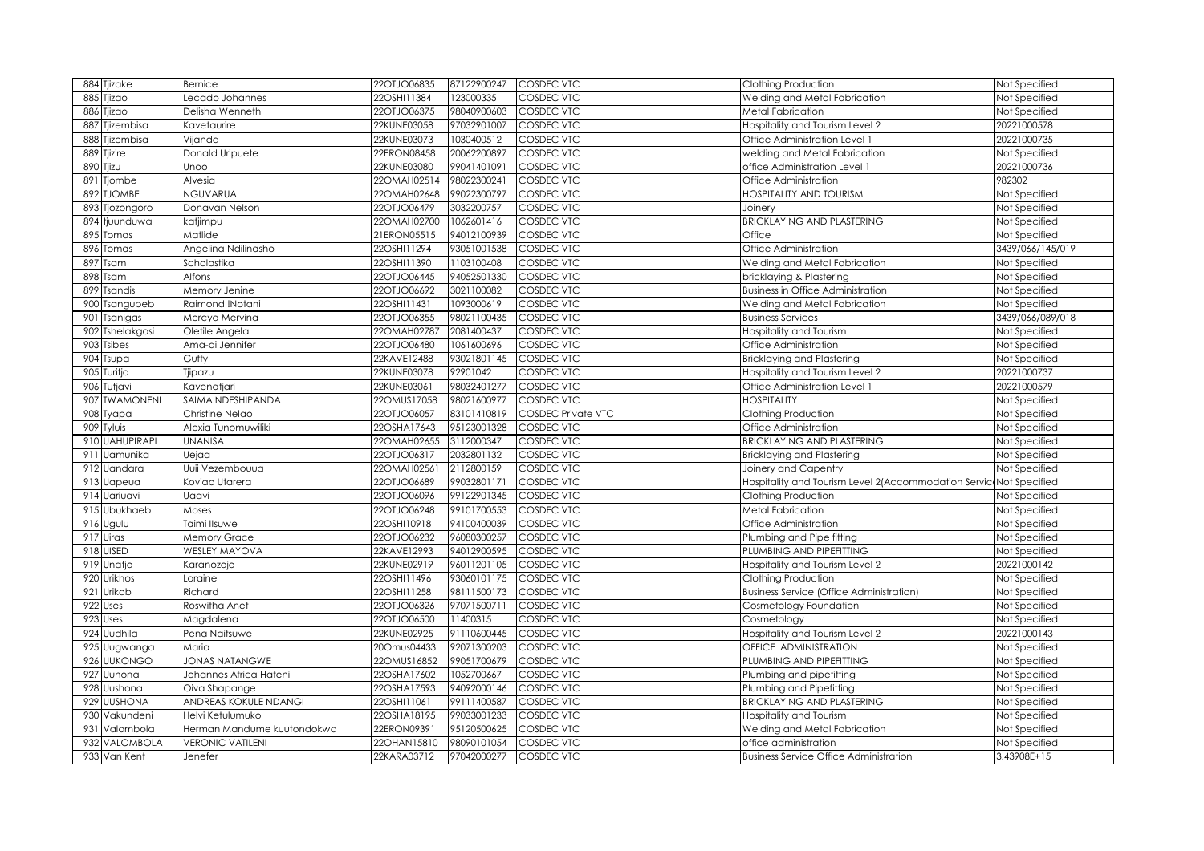| 884 | Tjizake | Bernice | 22OTJO06835 | 87122900247 | COSDEC VTC | Clothing Production | Not Specified |
|---|---|---|---|---|---|---|---|
| 885 | Tjizao | Lecado Johannes | 22OSHI11384 | 123000335 | COSDEC VTC | Welding and Metal Fabrication | Not Specified |
| 886 | Tjizao | Delisha Wenneth | 22OTJO06375 | 98040900603 | COSDEC VTC | Metal Fabrication | Not Specified |
| 887 | Tjizembisa | Kavetaurire | 22KUNE03058 | 97032901007 | COSDEC VTC | Hospitality and Tourism Level 2 | 20221000578 |
| 888 | Tjizembisa | Vijanda | 22KUNE03073 | 1030400512 | COSDEC VTC | Office Administration Level 1 | 20221000735 |
| 889 | Tjizire | Donald Uripuete | 22ERON08458 | 20062200897 | COSDEC VTC | welding and Metal Fabrication | Not Specified |
| 890 | Tjizu | Unoo | 22KUNE03080 | 99041401091 | COSDEC VTC | office Administration Level 1 | 20221000736 |
| 891 | Tjombe | Alvesia | 22OMAH02514 | 98022300241 | COSDEC VTC | Office Administration | 982302 |
| 892 | TJOMBE | NGUVARUA | 22OMAH02648 | 99022300797 | COSDEC VTC | HOSPITALITY AND TOURISM | Not Specified |
| 893 | Tjozongoro | Donavan Nelson | 22OTJO06479 | 3032200757 | COSDEC VTC | Joinery | Not Specified |
| 894 | tjuunduwa | katjimpu | 22OMAH02700 | 1062601416 | COSDEC VTC | BRICKLAYING AND PLASTERING | Not Specified |
| 895 | Tomas | Matlide | 21ERON05515 | 94012100939 | COSDEC VTC | Office | Not Specified |
| 896 | Tomas | Angelina Ndilinasho | 22OSHI11294 | 93051001538 | COSDEC VTC | Office Administration | 3439/066/145/019 |
| 897 | Tsam | Scholastika | 22OSHI11390 | 1103100408 | COSDEC VTC | Welding and Metal Fabrication | Not Specified |
| 898 | Tsam | Alfons | 22OTJO06445 | 94052501330 | COSDEC VTC | bricklaying & Plastering | Not Specified |
| 899 | Tsandis | Memory Jenine | 22OTJO06692 | 3021100082 | COSDEC VTC | Business in Office Administration | Not Specified |
| 900 | Tsangubeb | Raimond !Notani | 22OSHI11431 | 1093000619 | COSDEC VTC | Welding and Metal Fabrication | Not Specified |
| 901 | Tsanigas | Mercya Mervina | 22OTJO06355 | 98021100435 | COSDEC VTC | Business Services | 3439/066/089/018 |
| 902 | Tshelakgosi | Oletile Angela | 22OMAH02787 | 2081400437 | COSDEC VTC | Hospitality and Tourism | Not Specified |
| 903 | Tsibes | Ama-ai Jennifer | 22OTJO06480 | 1061600696 | COSDEC VTC | Office Administration | Not Specified |
| 904 | Tsupa | Guffy | 22KAVE12488 | 93021801145 | COSDEC VTC | Bricklaying and Plastering | Not Specified |
| 905 | Turitjo | Tjipazu | 22KUNE03078 | 92901042 | COSDEC VTC | Hospitality and Tourism Level 2 | 20221000737 |
| 906 | Tutjavi | Kavenatjari | 22KUNE03061 | 98032401277 | COSDEC VTC | Office Administration Level 1 | 20221000579 |
| 907 | TWAMONENI | SAIMA NDESHIPANDA | 22OMUS17058 | 98021600977 | COSDEC VTC | HOSPITALITY | Not Specified |
| 908 | Tyapa | Christine Nelao | 22OTJO06057 | 83101410819 | COSDEC Private VTC | Clothing Production | Not Specified |
| 909 | Tyluis | Alexia Tunomuwiliki | 22OSHA17643 | 95123001328 | COSDEC VTC | Office Administration | Not Specified |
| 910 | UAHUPIRAPI | UNANISA | 22OMAH02655 | 3112000347 | COSDEC VTC | BRICKLAYING AND PLASTERING | Not Specified |
| 911 | Uamunika | Uejaa | 22OTJO06317 | 2032801132 | COSDEC VTC | Bricklaying and Plastering | Not Specified |
| 912 | Uandara | Uuii Vezembouua | 22OMAH02561 | 2112800159 | COSDEC VTC | Joinery and Capentry | Not Specified |
| 913 | Uapeua | Koviao Utarera | 22OTJO06689 | 99032801171 | COSDEC VTC | Hospitality and Tourism Level 2(Accommodation Servic | Not Specified |
| 914 | Uariuavi | Uaavi | 22OTJO06096 | 99122901345 | COSDEC VTC | Clothing Production | Not Specified |
| 915 | Ubukhaeb | Moses | 22OTJO06248 | 99101700553 | COSDEC VTC | Metal Fabrication | Not Specified |
| 916 | Ugulu | Taimi Ilsuwe | 22OSHI10918 | 94100400039 | COSDEC VTC | Office Administration | Not Specified |
| 917 | Uiras | Memory Grace | 22OTJO06232 | 96080300257 | COSDEC VTC | Plumbing and Pipe fitting | Not Specified |
| 918 | UISED | WESLEY MAYOVA | 22KAVE12993 | 94012900595 | COSDEC VTC | PLUMBING AND PIPEFITTING | Not Specified |
| 919 | Unatjo | Karanozoje | 22KUNE02919 | 96011201105 | COSDEC VTC | Hospitality and Tourism Level 2 | 20221000142 |
| 920 | Urikhos | Loraine | 22OSHI11496 | 93060101175 | COSDEC VTC | Clothing Production | Not Specified |
| 921 | Urikob | Richard | 22OSHI11258 | 98111500173 | COSDEC VTC | Business Service (Office Administration) | Not Specified |
| 922 | Uses | Roswitha Anet | 22OTJO06326 | 97071500711 | COSDEC VTC | Cosmetology Foundation | Not Specified |
| 923 | Uses | Magdalena | 22OTJO06500 | 11400315 | COSDEC VTC | Cosmetology | Not Specified |
| 924 | Uudhila | Pena Naitsuwe | 22KUNE02925 | 91110600445 | COSDEC VTC | Hospitality and Tourism Level 2 | 20221000143 |
| 925 | Uugwanga | Maria | 20Omus04433 | 92071300203 | COSDEC VTC | OFFICE ADMINISTRATION | Not Specified |
| 926 | UUKONGO | JONAS NATANGWE | 22OMUS16852 | 99051700679 | COSDEC VTC | PLUMBING AND PIPEFITTING | Not Specified |
| 927 | Uunona | Johannes Africa Hafeni | 22OSHA17602 | 1052700667 | COSDEC VTC | Plumbing and pipefitting | Not Specified |
| 928 | Uushona | Oiva Shapange | 22OSHA17593 | 94092000146 | COSDEC VTC | Plumbing and Pipefitting | Not Specified |
| 929 | UUSHONA | ANDREAS KOKULE NDANGI | 22OSHI11061 | 99111400587 | COSDEC VTC | BRICKLAYING AND PLASTERING | Not Specified |
| 930 | Vakundeni | Helvi Ketulumuko | 22OSHA18195 | 99033001233 | COSDEC VTC | Hospitality and Tourism | Not Specified |
| 931 | Valombola | Herman Mandume kuutondokwa | 22ERON09391 | 95120500625 | COSDEC VTC | Welding and Metal Fabrication | Not Specified |
| 932 | VALOMBOLA | VERONIC VATILENI | 22OHAN15810 | 98090101054 | COSDEC VTC | office administration | Not Specified |
| 933 | Van Kent | Jenefer | 22KARA03712 | 97042000277 | COSDEC VTC | Business Service Office Administration | 3.43908E+15 |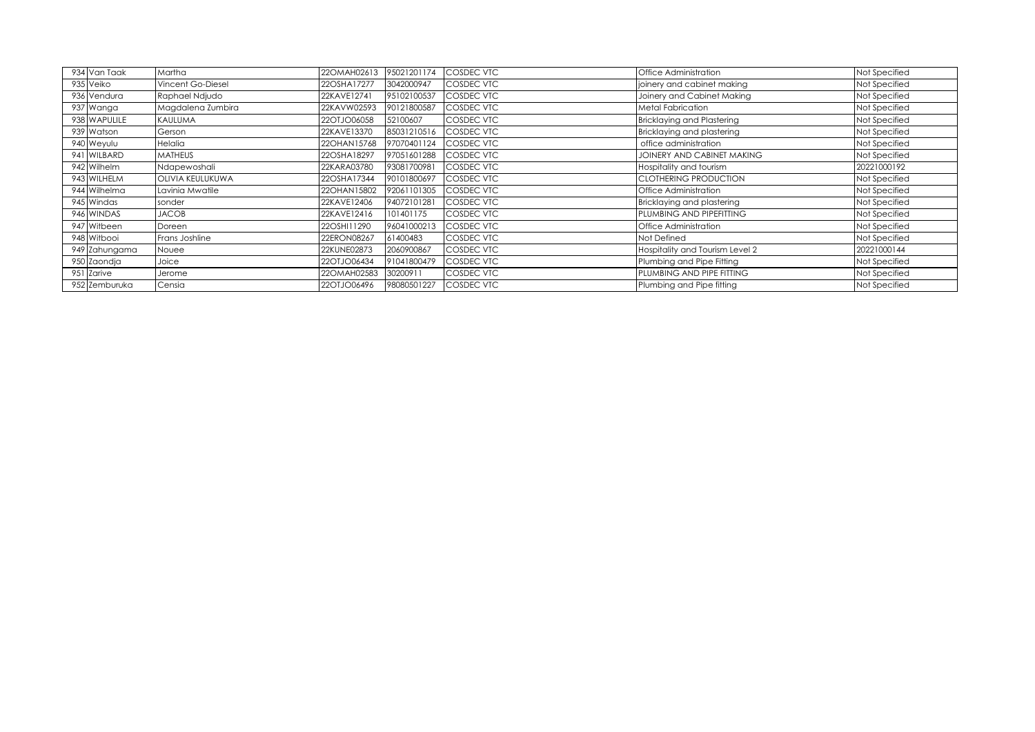| | | | | | | | |
|---|---|---|---|---|---|---|---|
| 934 | Van Taak | Martha | 22OMAH02613 | 95021201174 | COSDEC VTC | Office Administration | Not Specified |
| 935 | Veiko | Vincent Go-Diesel | 22OSHA17277 | 3042000947 | COSDEC VTC | joinery and cabinet making | Not Specified |
| 936 | Vendura | Raphael Ndjudo | 22KAVE12741 | 95102100537 | COSDEC VTC | Joinery and Cabinet Making | Not Specified |
| 937 | Wanga | Magdalena Zumbira | 22KAVW02593 | 90121800587 | COSDEC VTC | Metal Fabrication | Not Specified |
| 938 | WAPULILE | KAULUMA | 22OTJO06058 | 52100607 | COSDEC VTC | Bricklaying and Plastering | Not Specified |
| 939 | Watson | Gerson | 22KAVE13370 | 85031210516 | COSDEC VTC | Bricklaying and plastering | Not Specified |
| 940 | Weyulu | Helalia | 22OHAN15768 | 97070401124 | COSDEC VTC | office administration | Not Specified |
| 941 | WILBARD | MATHEUS | 22OSHA18297 | 97051601288 | COSDEC VTC | JOINERY AND CABINET MAKING | Not Specified |
| 942 | Wilhelm | Ndapewoshali | 22KARA03780 | 93081700981 | COSDEC VTC | Hospitality and tourism | 20221000192 |
| 943 | WILHELM | OLIVIA KEULUKUWA | 22OSHA17344 | 90101800697 | COSDEC VTC | CLOTHERING PRODUCTION | Not Specified |
| 944 | Wilhelma | Lavinia Mwatile | 22OHAN15802 | 92061101305 | COSDEC VTC | Office Administration | Not Specified |
| 945 | Windas | sonder | 22KAVE12406 | 94072101281 | COSDEC VTC | Bricklaying and plastering | Not Specified |
| 946 | WINDAS | JACOB | 22KAVE12416 | 101401175 | COSDEC VTC | PLUMBING AND PIPEFITTING | Not Specified |
| 947 | Witbeen | Doreen | 22OSHI11290 | 96041000213 | COSDEC VTC | Office Administration | Not Specified |
| 948 | Witbooi | Frans Joshline | 22ERON08267 | 61400483 | COSDEC VTC | Not Defined | Not Specified |
| 949 | Zahungama | Nouee | 22KUNE02873 | 2060900867 | COSDEC VTC | Hospitality and Tourism Level 2 | 20221000144 |
| 950 | Zaondja | Joice | 22OTJO06434 | 91041800479 | COSDEC VTC | Plumbing and Pipe Fitting | Not Specified |
| 951 | Zarive | Jerome | 22OMAH02583 | 30200911 | COSDEC VTC | PLUMBING AND PIPE FITTING | Not Specified |
| 952 | Zemburuka | Censia | 22OTJO06496 | 98080501227 | COSDEC VTC | Plumbing and Pipe fitting | Not Specified |